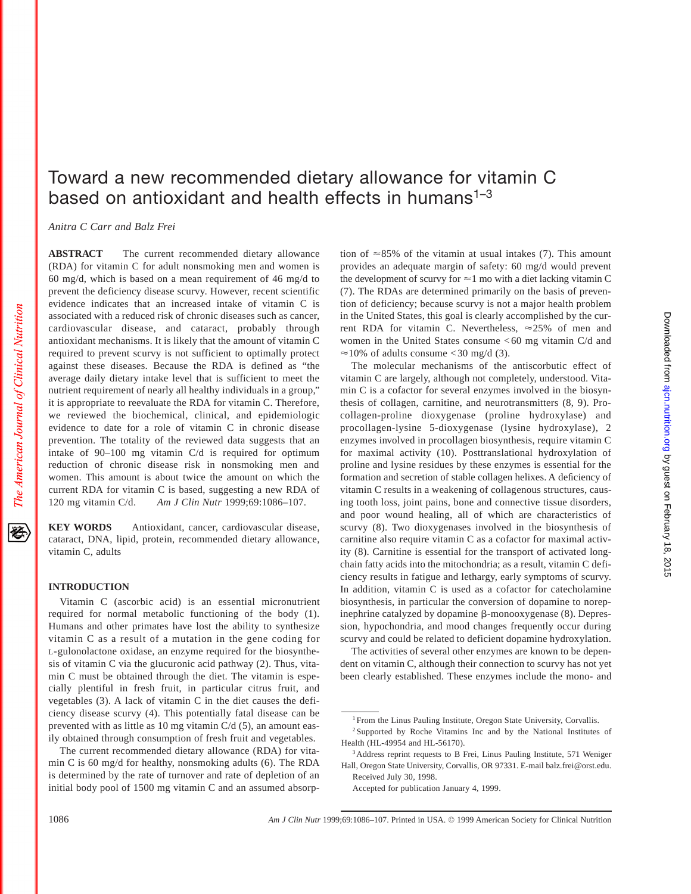# Toward a new recommended dietary allowance for vitamin C based on antioxidant and health effects in humans[1–3]

*Anitra C Carr and Balz Frei*

**ABSTRACT** The current recommended dietary allowance (RDA) for vitamin C for adult nonsmoking men and women is 60 mg/d, which is based on a mean requirement of 46 mg/d to prevent the deficiency disease scurvy. However, recent scientific evidence indicates that an increased intake of vitamin C is associated with a reduced risk of chronic diseases such as cancer, cardiovascular disease, and cataract, probably through antioxidant mechanisms. It is likely that the amount of vitamin C required to prevent scurvy is not sufficient to optimally protect against these diseases. Because the RDA is defined as "the average daily dietary intake level that is sufficient to meet the nutrient requirement of nearly all healthy individuals in a group," it is appropriate to reevaluate the RDA for vitamin C. Therefore, we reviewed the biochemical, clinical, and epidemiologic evidence to date for a role of vitamin C in chronic disease prevention. The totality of the reviewed data suggests that an intake of 90–100 mg vitamin C/d is required for optimum reduction of chronic disease risk in nonsmoking men and women. This amount is about twice the amount on which the current RDA for vitamin C is based, suggesting a new RDA of 120 mg vitamin C/d. *Am J Clin Nutr* 1999;69:1086–107.

**KEY WORDS** Antioxidant, cancer, cardiovascular disease, cataract, DNA, lipid, protein, recommended dietary allowance, vitamin C, adults

## INTRODUCTION

Vitamin C (ascorbic acid) is an essential micronutrient required for normal metabolic functioning of the body (1). Humans and other primates have lost the ability to synthesize vitamin C as a result of a mutation in the gene coding for L-gulonolactone oxidase, an enzyme required for the biosynthesis of vitamin C via the glucuronic acid pathway (2). Thus, vitamin C must be obtained through the diet. The vitamin is especially plentiful in fresh fruit, in particular citrus fruit, and vegetables (3). A lack of vitamin C in the diet causes the deficiency disease scurvy (4). This potentially fatal disease can be prevented with as little as 10 mg vitamin C/d (5), an amount easily obtained through consumption of fresh fruit and vegetables.

The current recommended dietary allowance (RDA) for vitamin C is 60 mg/d for healthy, nonsmoking adults (6). The RDA is determined by the rate of turnover and rate of depletion of an initial body pool of 1500 mg vitamin C and an assumed absorption of ≈85% of the vitamin at usual intakes (7). This amount provides an adequate margin of safety: 60 mg/d would prevent the development of scurvy for ≈1 mo with a diet lacking vitamin C (7). The RDAs are determined primarily on the basis of prevention of deficiency; because scurvy is not a major health problem in the United States, this goal is clearly accomplished by the current RDA for vitamin C. Nevertheless, ≈25% of men and women in the United States consume <60 mg vitamin C/d and ≈10% of adults consume <30 mg/d (3).

The molecular mechanisms of the antiscorbutic effect of vitamin C are largely, although not completely, understood. Vitamin C is a cofactor for several enzymes involved in the biosynthesis of collagen, carnitine, and neurotransmitters (8, 9). Procollagen-proline dioxygenase (proline hydroxylase) and procollagen-lysine 5-dioxygenase (lysine hydroxylase), 2 enzymes involved in procollagen biosynthesis, require vitamin C for maximal activity (10). Posttranslational hydroxylation of proline and lysine residues by these enzymes is essential for the formation and secretion of stable collagen helixes. A deficiency of vitamin C results in a weakening of collagenous structures, causing tooth loss, joint pains, bone and connective tissue disorders, and poor wound healing, all of which are characteristics of scurvy (8). Two dioxygenases involved in the biosynthesis of carnitine also require vitamin C as a cofactor for maximal activity (8). Carnitine is essential for the transport of activated long-chain fatty acids into the mitochondria; as a result, vitamin C deficiency results in fatigue and lethargy, early symptoms of scurvy. In addition, vitamin C is used as a cofactor for catecholamine biosynthesis, in particular the conversion of dopamine to norepinephrine catalyzed by dopamine β-monooxygenase (8). Depression, hypochondria, and mood changes frequently occur during scurvy and could be related to deficient dopamine hydroxylation.

The activities of several other enzymes are known to be dependent on vitamin C, although their connection to scurvy has not yet been clearly established. These enzymes include the mono- and

[1] From the Linus Pauling Institute, Oregon State University, Corvallis.

[2] Supported by Roche Vitamins Inc and by the National Institutes of Health (HL-49954 and HL-56170).

[3] Address reprint requests to B Frei, Linus Pauling Institute, 571 Weniger Hall, Oregon State University, Corvallis, OR 97331. E-mail balz.frei@orst.edu.

Received July 30, 1998.

Accepted for publication January 4, 1999.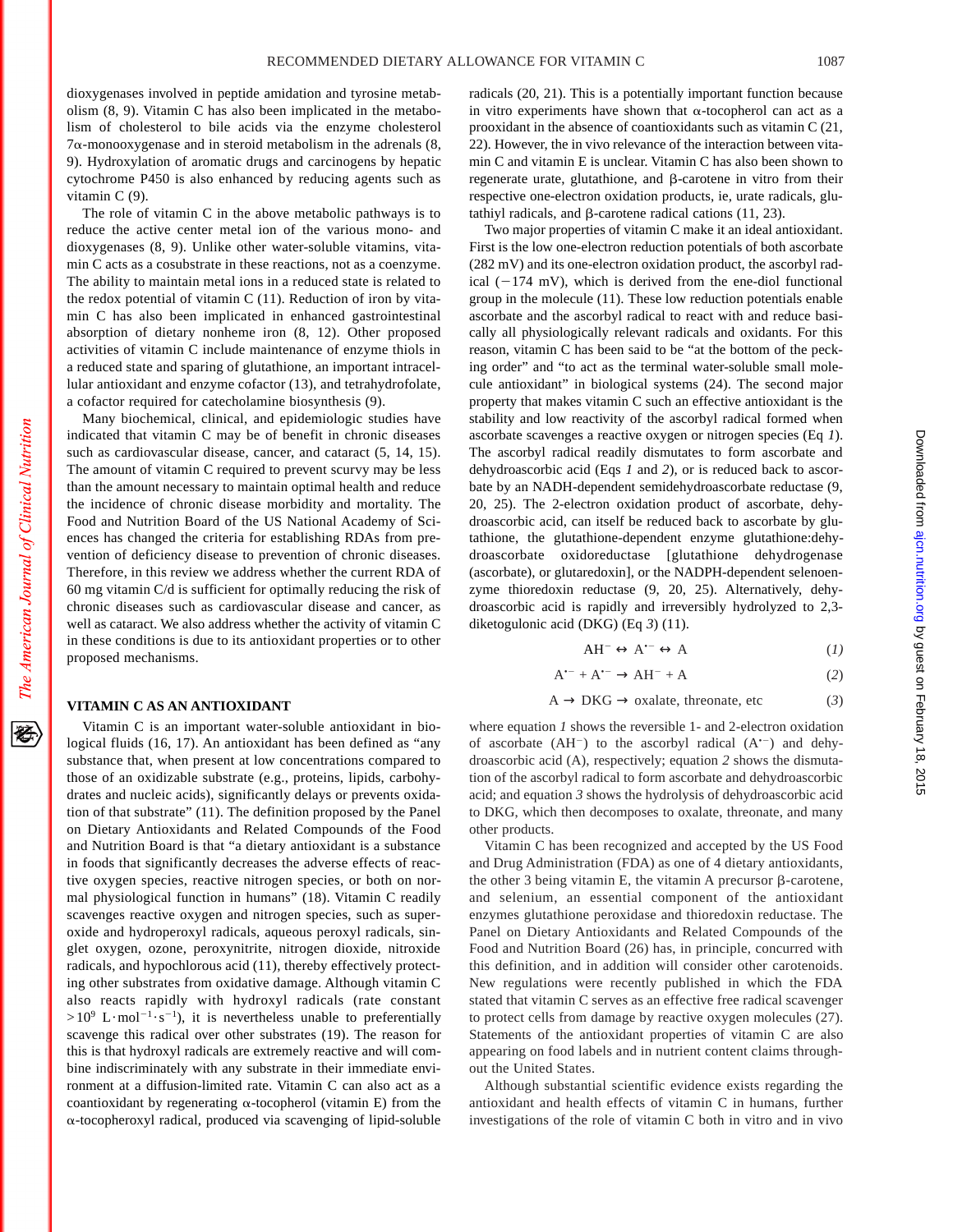dioxygenases involved in peptide amidation and tyrosine metabolism (8, 9). Vitamin C has also been implicated in the metabolism of cholesterol to bile acids via the enzyme cholesterol 7α-monooxygenase and in steroid metabolism in the adrenals (8, 9). Hydroxylation of aromatic drugs and carcinogens by hepatic cytochrome P450 is also enhanced by reducing agents such as vitamin C (9).

The role of vitamin C in the above metabolic pathways is to reduce the active center metal ion of the various mono- and dioxygenases (8, 9). Unlike other water-soluble vitamins, vitamin C acts as a cosubstrate in these reactions, not as a coenzyme. The ability to maintain metal ions in a reduced state is related to the redox potential of vitamin C (11). Reduction of iron by vitamin C has also been implicated in enhanced gastrointestinal absorption of dietary nonheme iron (8, 12). Other proposed activities of vitamin C include maintenance of enzyme thiols in a reduced state and sparing of glutathione, an important intracellular antioxidant and enzyme cofactor (13), and tetrahydrofolate, a cofactor required for catecholamine biosynthesis (9).

Many biochemical, clinical, and epidemiologic studies have indicated that vitamin C may be of benefit in chronic diseases such as cardiovascular disease, cancer, and cataract (5, 14, 15). The amount of vitamin C required to prevent scurvy may be less than the amount necessary to maintain optimal health and reduce the incidence of chronic disease morbidity and mortality. The Food and Nutrition Board of the US National Academy of Sciences has changed the criteria for establishing RDAs from prevention of deficiency disease to prevention of chronic diseases. Therefore, in this review we address whether the current RDA of 60 mg vitamin C/d is sufficient for optimally reducing the risk of chronic diseases such as cardiovascular disease and cancer, as well as cataract. We also address whether the activity of vitamin C in these conditions is due to its antioxidant properties or to other proposed mechanisms.

## VITAMIN C AS AN ANTIOXIDANT

Vitamin C is an important water-soluble antioxidant in biological fluids (16, 17). An antioxidant has been defined as "any substance that, when present at low concentrations compared to those of an oxidizable substrate (e.g., proteins, lipids, carbohydrates and nucleic acids), significantly delays or prevents oxidation of that substrate" (11). The definition proposed by the Panel on Dietary Antioxidants and Related Compounds of the Food and Nutrition Board is that "a dietary antioxidant is a substance in foods that significantly decreases the adverse effects of reactive oxygen species, reactive nitrogen species, or both on normal physiological function in humans" (18). Vitamin C readily scavenges reactive oxygen and nitrogen species, such as superoxide and hydroperoxyl radicals, aqueous peroxyl radicals, singlet oxygen, ozone, peroxynitrite, nitrogen dioxide, nitroxide radicals, and hypochlorous acid (11), thereby effectively protecting other substrates from oxidative damage. Although vitamin C also reacts rapidly with hydroxyl radicals (rate constant $>10^9$ $L \cdot mol^{-1} \cdot s^{-1}$), it is nevertheless unable to preferentially scavenge this radical over other substrates (19). The reason for this is that hydroxyl radicals are extremely reactive and will combine indiscriminately with any substrate in their immediate environment at a diffusion-limited rate. Vitamin C can also act as a coantioxidant by regenerating α-tocopherol (vitamin E) from the α-tocopheroxyl radical, produced via scavenging of lipid-soluble radicals (20, 21). This is a potentially important function because in vitro experiments have shown that α-tocopherol can act as a prooxidant in the absence of coantioxidants such as vitamin C (21, 22). However, the in vivo relevance of the interaction between vitamin C and vitamin E is unclear. Vitamin C has also been shown to regenerate urate, glutathione, and β-carotene in vitro from their respective one-electron oxidation products, ie, urate radicals, glutathiyl radicals, and β-carotene radical cations (11, 23).

Two major properties of vitamin C make it an ideal antioxidant. First is the low one-electron reduction potentials of both ascorbate (282 mV) and its one-electron oxidation product, the ascorbyl radical (−174 mV), which is derived from the ene-diol functional group in the molecule (11). These low reduction potentials enable ascorbate and the ascorbyl radical to react with and reduce basically all physiologically relevant radicals and oxidants. For this reason, vitamin C has been said to be "at the bottom of the pecking order" and "to act as the terminal water-soluble small molecule antioxidant" in biological systems (24). The second major property that makes vitamin C such an effective antioxidant is the stability and low reactivity of the ascorbyl radical formed when ascorbate scavenges a reactive oxygen or nitrogen species (Eq *1*). The ascorbyl radical readily dismutates to form ascorbate and dehydroascorbic acid (Eqs *1* and *2*), or is reduced back to ascorbate by an NADH-dependent semidehydroascorbate reductase (9, 20, 25). The 2-electron oxidation product of ascorbate, dehydroascorbic acid, can itself be reduced back to ascorbate by glutathione, the glutathione-dependent enzyme glutathione:dehydroascorbate oxidoreductase [glutathione dehydrogenase (ascorbate), or glutaredoxin], or the NADPH-dependent selenoenzyme thioredoxin reductase (9, 20, 25). Alternatively, dehydroascorbic acid is rapidly and irreversibly hydrolyzed to 2,3-diketogulonic acid (DKG) (Eq *3*) (11).

$$AH^- \leftrightarrow A^{\bullet -} \leftrightarrow A \qquad (1)$$

$$A^{\bullet -} + A^{\bullet -} \rightarrow AH^- + A \qquad (2)$$

$$A \rightarrow DKG \rightarrow \text{oxalate, threonate, etc} \qquad (3)$$

where equation *1* shows the reversible 1- and 2-electron oxidation of ascorbate ($AH^-$) to the ascorbyl radical ($A^{\bullet -}$) and dehydroascorbic acid (A), respectively; equation *2* shows the dismutation of the ascorbyl radical to form ascorbate and dehydroascorbic acid; and equation *3* shows the hydrolysis of dehydroascorbic acid to DKG, which then decomposes to oxalate, threonate, and many other products.

Vitamin C has been recognized and accepted by the US Food and Drug Administration (FDA) as one of 4 dietary antioxidants, the other 3 being vitamin E, the vitamin A precursor β-carotene, and selenium, an essential component of the antioxidant enzymes glutathione peroxidase and thioredoxin reductase. The Panel on Dietary Antioxidants and Related Compounds of the Food and Nutrition Board (26) has, in principle, concurred with this definition, and in addition will consider other carotenoids. New regulations were recently published in which the FDA stated that vitamin C serves as an effective free radical scavenger to protect cells from damage by reactive oxygen molecules (27). Statements of the antioxidant properties of vitamin C are also appearing on food labels and in nutrient content claims throughout the United States.

Although substantial scientific evidence exists regarding the antioxidant and health effects of vitamin C in humans, further investigations of the role of vitamin C both in vitro and in vivo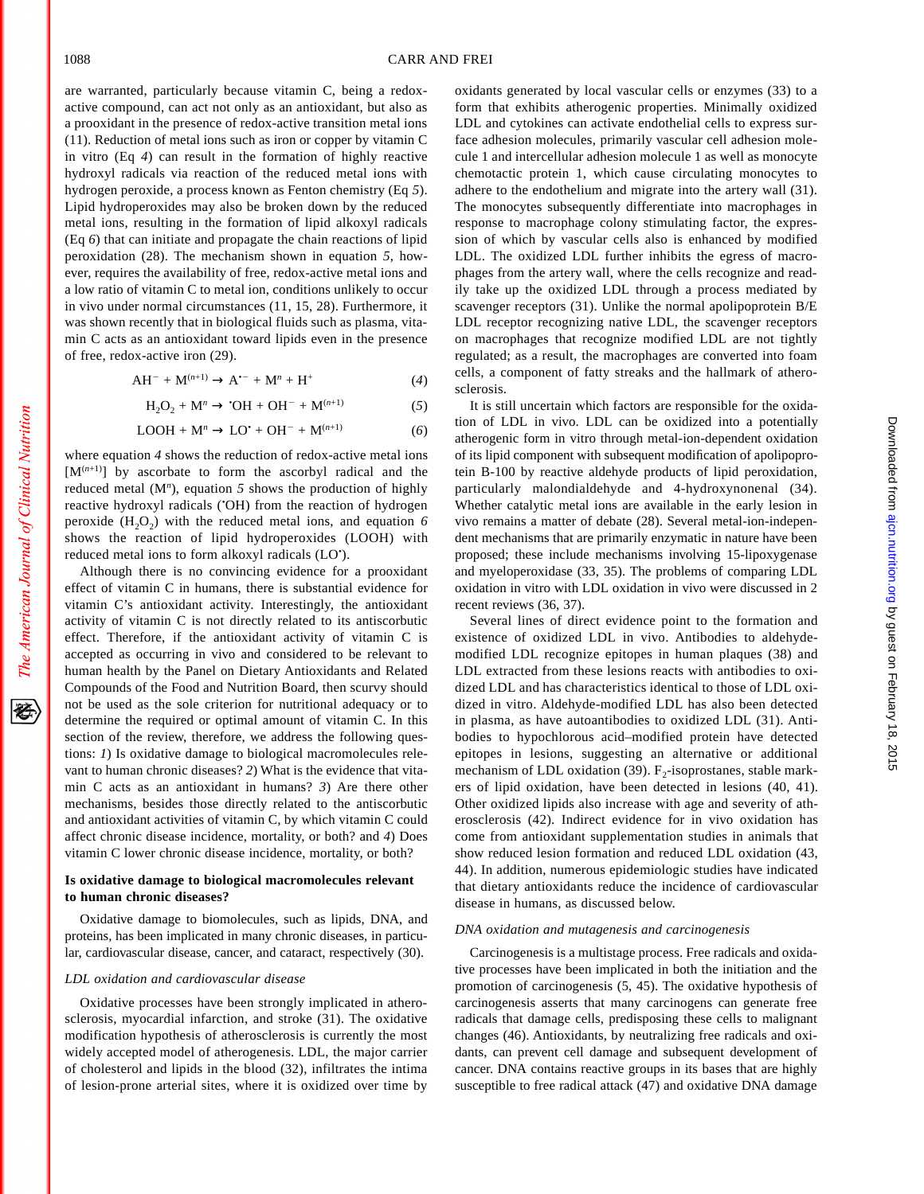are warranted, particularly because vitamin C, being a redox-active compound, can act not only as an antioxidant, but also as a prooxidant in the presence of redox-active transition metal ions (11). Reduction of metal ions such as iron or copper by vitamin C in vitro (Eq *4*) can result in the formation of highly reactive hydroxyl radicals via reaction of the reduced metal ions with hydrogen peroxide, a process known as Fenton chemistry (Eq *5*). Lipid hydroperoxides may also be broken down by the reduced metal ions, resulting in the formation of lipid alkoxyl radicals (Eq *6*) that can initiate and propagate the chain reactions of lipid peroxidation (28). The mechanism shown in equation *5*, however, requires the availability of free, redox-active metal ions and a low ratio of vitamin C to metal ion, conditions unlikely to occur in vivo under normal circumstances (11, 15, 28). Furthermore, it was shown recently that in biological fluids such as plasma, vitamin C acts as an antioxidant toward lipids even in the presence of free, redox-active iron (29).

$$AH^{-} + M^{(n+1)} \rightarrow A^{\bullet -} + M^{n} + H^{+} \tag{4}$$

$$H_2O_2 + M^{n} \rightarrow {}^{\bullet}OH + OH^{-} + M^{(n+1)} \tag{5}$$

$$LOOH + M^{n} \rightarrow LO^{\bullet} + OH^{-} + M^{(n+1)} \tag{6}$$

where equation *4* shows the reduction of redox-active metal ions [$M^{(n+1)}$] by ascorbate to form the ascorbyl radical and the reduced metal ($M^n$), equation *5* shows the production of highly reactive hydroxyl radicals ($^{\bullet}OH$) from the reaction of hydrogen peroxide ($H_2O_2$) with the reduced metal ions, and equation *6* shows the reaction of lipid hydroperoxides (LOOH) with reduced metal ions to form alkoxyl radicals ($LO^{\bullet}$).

Although there is no convincing evidence for a prooxidant effect of vitamin C in humans, there is substantial evidence for vitamin C's antioxidant activity. Interestingly, the antioxidant activity of vitamin C is not directly related to its antiscorbutic effect. Therefore, if the antioxidant activity of vitamin C is accepted as occurring in vivo and considered to be relevant to human health by the Panel on Dietary Antioxidants and Related Compounds of the Food and Nutrition Board, then scurvy should not be used as the sole criterion for nutritional adequacy or to determine the required or optimal amount of vitamin C. In this section of the review, therefore, we address the following questions: *1*) Is oxidative damage to biological macromolecules relevant to human chronic diseases? *2*) What is the evidence that vitamin C acts as an antioxidant in humans? *3*) Are there other mechanisms, besides those directly related to the antiscorbutic and antioxidant activities of vitamin C, by which vitamin C could affect chronic disease incidence, mortality, or both? and *4*) Does vitamin C lower chronic disease incidence, mortality, or both?

## Is oxidative damage to biological macromolecules relevant to human chronic diseases?

Oxidative damage to biomolecules, such as lipids, DNA, and proteins, has been implicated in many chronic diseases, in particular, cardiovascular disease, cancer, and cataract, respectively (30).

### *LDL oxidation and cardiovascular disease*

Oxidative processes have been strongly implicated in atherosclerosis, myocardial infarction, and stroke (31). The oxidative modification hypothesis of atherosclerosis is currently the most widely accepted model of atherogenesis. LDL, the major carrier of cholesterol and lipids in the blood (32), infiltrates the intima of lesion-prone arterial sites, where it is oxidized over time by oxidants generated by local vascular cells or enzymes (33) to a form that exhibits atherogenic properties. Minimally oxidized LDL and cytokines can activate endothelial cells to express surface adhesion molecules, primarily vascular cell adhesion molecule 1 and intercellular adhesion molecule 1 as well as monocyte chemotactic protein 1, which cause circulating monocytes to adhere to the endothelium and migrate into the artery wall (31). The monocytes subsequently differentiate into macrophages in response to macrophage colony stimulating factor, the expression of which by vascular cells also is enhanced by modified LDL. The oxidized LDL further inhibits the egress of macrophages from the artery wall, where the cells recognize and readily take up the oxidized LDL through a process mediated by scavenger receptors (31). Unlike the normal apolipoprotein B/E LDL receptor recognizing native LDL, the scavenger receptors on macrophages that recognize modified LDL are not tightly regulated; as a result, the macrophages are converted into foam cells, a component of fatty streaks and the hallmark of atherosclerosis.

It is still uncertain which factors are responsible for the oxidation of LDL in vivo. LDL can be oxidized into a potentially atherogenic form in vitro through metal-ion-dependent oxidation of its lipid component with subsequent modification of apolipoprotein B-100 by reactive aldehyde products of lipid peroxidation, particularly malondialdehyde and 4-hydroxynonenal (34). Whether catalytic metal ions are available in the early lesion in vivo remains a matter of debate (28). Several metal-ion-independent mechanisms that are primarily enzymatic in nature have been proposed; these include mechanisms involving 15-lipoxygenase and myeloperoxidase (33, 35). The problems of comparing LDL oxidation in vitro with LDL oxidation in vivo were discussed in 2 recent reviews (36, 37).

Several lines of direct evidence point to the formation and existence of oxidized LDL in vivo. Antibodies to aldehyde-modified LDL recognize epitopes in human plaques (38) and LDL extracted from these lesions reacts with antibodies to oxidized LDL and has characteristics identical to those of LDL oxidized in vitro. Aldehyde-modified LDL has also been detected in plasma, as have autoantibodies to oxidized LDL (31). Antibodies to hypochlorous acid–modified protein have detected epitopes in lesions, suggesting an alternative or additional mechanism of LDL oxidation (39). $F_2$-isoprostanes, stable markers of lipid oxidation, have been detected in lesions (40, 41). Other oxidized lipids also increase with age and severity of atherosclerosis (42). Indirect evidence for in vivo oxidation has come from antioxidant supplementation studies in animals that show reduced lesion formation and reduced LDL oxidation (43, 44). In addition, numerous epidemiologic studies have indicated that dietary antioxidants reduce the incidence of cardiovascular disease in humans, as discussed below.

### *DNA oxidation and mutagenesis and carcinogenesis*

Carcinogenesis is a multistage process. Free radicals and oxidative processes have been implicated in both the initiation and the promotion of carcinogenesis (5, 45). The oxidative hypothesis of carcinogenesis asserts that many carcinogens can generate free radicals that damage cells, predisposing these cells to malignant changes (46). Antioxidants, by neutralizing free radicals and oxidants, can prevent cell damage and subsequent development of cancer. DNA contains reactive groups in its bases that are highly susceptible to free radical attack (47) and oxidative DNA damage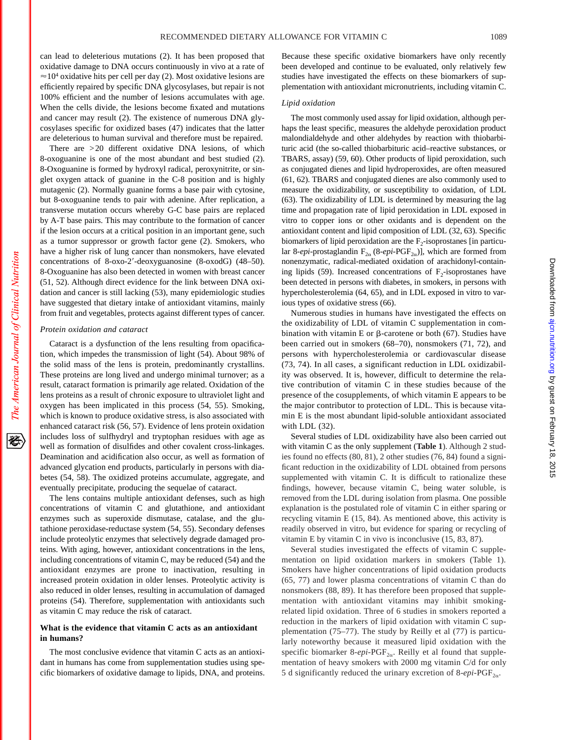can lead to deleterious mutations (2). It has been proposed that oxidative damage to DNA occurs continuously in vivo at a rate of ≈$10^4$ oxidative hits per cell per day (2). Most oxidative lesions are efficiently repaired by specific DNA glycosylases, but repair is not 100% efficient and the number of lesions accumulates with age. When the cells divide, the lesions become fixated and mutations and cancer may result (2). The existence of numerous DNA glycosylases specific for oxidized bases (47) indicates that the latter are deleterious to human survival and therefore must be repaired.

There are >20 different oxidative DNA lesions, of which 8-oxoguanine is one of the most abundant and best studied (2). 8-Oxoguanine is formed by hydroxyl radical, peroxynitrite, or singlet oxygen attack of guanine in the C-8 position and is highly mutagenic (2). Normally guanine forms a base pair with cytosine, but 8-oxoguanine tends to pair with adenine. After replication, a transverse mutation occurs whereby G-C base pairs are replaced by A-T base pairs. This may contribute to the formation of cancer if the lesion occurs at a critical position in an important gene, such as a tumor suppressor or growth factor gene (2). Smokers, who have a higher risk of lung cancer than nonsmokers, have elevated concentrations of 8-oxo-2′-deoxyguanosine (8-oxodG) (48–50). 8-Oxoguanine has also been detected in women with breast cancer (51, 52). Although direct evidence for the link between DNA oxidation and cancer is still lacking (53), many epidemiologic studies have suggested that dietary intake of antioxidant vitamins, mainly from fruit and vegetables, protects against different types of cancer.

### *Protein oxidation and cataract*

Cataract is a dysfunction of the lens resulting from opacification, which impedes the transmission of light (54). About 98% of the solid mass of the lens is protein, predominantly crystallins. These proteins are long lived and undergo minimal turnover; as a result, cataract formation is primarily age related. Oxidation of the lens proteins as a result of chronic exposure to ultraviolet light and oxygen has been implicated in this process (54, 55). Smoking, which is known to produce oxidative stress, is also associated with enhanced cataract risk (56, 57). Evidence of lens protein oxidation includes loss of sulfhydryl and tryptophan residues with age as well as formation of disulfides and other covalent cross-linkages. Deamination and acidification also occur, as well as formation of advanced glycation end products, particularly in persons with diabetes (54, 58). The oxidized proteins accumulate, aggregate, and eventually precipitate, producing the sequelae of cataract.

The lens contains multiple antioxidant defenses, such as high concentrations of vitamin C and glutathione, and antioxidant enzymes such as superoxide dismutase, catalase, and the glutathione peroxidase-reductase system (54, 55). Secondary defenses include proteolytic enzymes that selectively degrade damaged proteins. With aging, however, antioxidant concentrations in the lens, including concentrations of vitamin C, may be reduced (54) and the antioxidant enzymes are prone to inactivation, resulting in increased protein oxidation in older lenses. Proteolytic activity is also reduced in older lenses, resulting in accumulation of damaged proteins (54). Therefore, supplementation with antioxidants such as vitamin C may reduce the risk of cataract.

## What is the evidence that vitamin C acts as an antioxidant in humans?

The most conclusive evidence that vitamin C acts as an antioxidant in humans has come from supplementation studies using specific biomarkers of oxidative damage to lipids, DNA, and proteins. Because these specific oxidative biomarkers have only recently been developed and continue to be evaluated, only relatively few studies have investigated the effects on these biomarkers of supplementation with antioxidant micronutrients, including vitamin C.

### *Lipid oxidation*

The most commonly used assay for lipid oxidation, although perhaps the least specific, measures the aldehyde peroxidation product malondialdehyde and other aldehydes by reaction with thiobarbituric acid (the so-called thiobarbituric acid–reactive substances, or TBARS, assay) (59, 60). Other products of lipid peroxidation, such as conjugated dienes and lipid hydroperoxides, are often measured (61, 62). TBARS and conjugated dienes are also commonly used to measure the oxidizability, or susceptibility to oxidation, of LDL (63). The oxidizability of LDL is determined by measuring the lag time and propagation rate of lipid peroxidation in LDL exposed in vitro to copper ions or other oxidants and is dependent on the antioxidant content and lipid composition of LDL (32, 63). Specific biomarkers of lipid peroxidation are the $F_2$-isoprostanes [in particular 8-*epi*-prostaglandin $F_{2\alpha}$ (8-*epi*-$PGF_{2\alpha}$)], which are formed from nonenzymatic, radical-mediated oxidation of arachidonyl-containing lipids (59). Increased concentrations of $F_2$-isoprostanes have been detected in persons with diabetes, in smokers, in persons with hypercholesterolemia (64, 65), and in LDL exposed in vitro to various types of oxidative stress (66).

Numerous studies in humans have investigated the effects on the oxidizability of LDL of vitamin C supplementation in combination with vitamin E or β-carotene or both (67). Studies have been carried out in smokers (68–70), nonsmokers (71, 72), and persons with hypercholesterolemia or cardiovascular disease (73, 74). In all cases, a significant reduction in LDL oxidizability was observed. It is, however, difficult to determine the relative contribution of vitamin C in these studies because of the presence of the cosupplements, of which vitamin E appears to be the major contributor to protection of LDL. This is because vitamin E is the most abundant lipid-soluble antioxidant associated with LDL (32).

Several studies of LDL oxidizability have also been carried out with vitamin C as the only supplement (**Table 1**). Although 2 studies found no effects (80, 81), 2 other studies (76, 84) found a significant reduction in the oxidizability of LDL obtained from persons supplemented with vitamin C. It is difficult to rationalize these findings, however, because vitamin C, being water soluble, is removed from the LDL during isolation from plasma. One possible explanation is the postulated role of vitamin C in either sparing or recycling vitamin E (15, 84). As mentioned above, this activity is readily observed in vitro, but evidence for sparing or recycling of vitamin E by vitamin C in vivo is inconclusive (15, 83, 87).

Several studies investigated the effects of vitamin C supplementation on lipid oxidation markers in smokers (Table 1). Smokers have higher concentrations of lipid oxidation products (65, 77) and lower plasma concentrations of vitamin C than do nonsmokers (88, 89). It has therefore been proposed that supplementation with antioxidant vitamins may inhibit smoking-related lipid oxidation. Three of 6 studies in smokers reported a reduction in the markers of lipid oxidation with vitamin C supplementation (75–77). The study by Reilly et al (77) is particularly noteworthy because it measured lipid oxidation with the specific biomarker 8-*epi*-$PGF_{2\alpha}$. Reilly et al found that supplementation of heavy smokers with 2000 mg vitamin C/d for only 5 d significantly reduced the urinary excretion of 8-*epi*-$PGF_{2\alpha}$.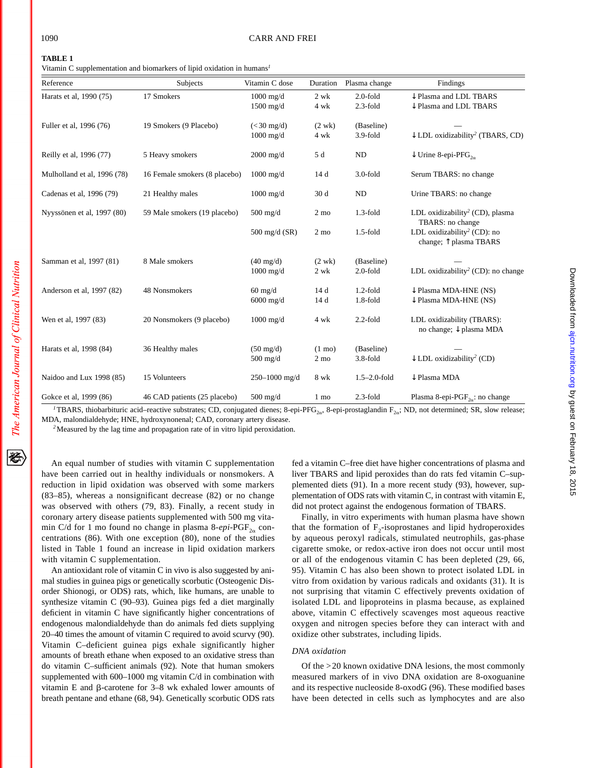**TABLE 1**

Vitamin C supplementation and biomarkers of lipid oxidation in humans[1]

| Reference | Subjects | Vitamin C dose | Duration | Plasma change | Findings |
|---|---|---|---|---|---|
| Harats et al, 1990 (75) | 17 Smokers | 1000 mg/d | 2 wk | 2.0-fold | ↓Plasma and LDL TBARS |
| | | 1500 mg/d | 4 wk | 2.3-fold | ↓Plasma and LDL TBARS |
| Fuller et al, 1996 (76) | 19 Smokers (9 Placebo) | (<30 mg/d) | (2 wk) | (Baseline) | — |
| | | 1000 mg/d | 4 wk | 3.9-fold | ↓LDL oxidizability[2] (TBARS, CD) |
| Reilly et al, 1996 (77) | 5 Heavy smokers | 2000 mg/d | 5 d | ND | ↓Urine 8-epi-PF$G_{2\alpha}$ |
| Mulholland et al, 1996 (78) | 16 Female smokers (8 placebo) | 1000 mg/d | 14 d | 3.0-fold | Serum TBARS: no change |
| Cadenas et al, 1996 (79) | 21 Healthy males | 1000 mg/d | 30 d | ND | Urine TBARS: no change |
| Nyyssönen et al, 1997 (80) | 59 Male smokers (19 placebo) | 500 mg/d | 2 mo | 1.3-fold | LDL oxidizability[2] (CD), plasma TBARS: no change |
| | | 500 mg/d (SR) | 2 mo | 1.5-fold | LDL oxidizability[2] (CD): no change; ↑plasma TBARS |
| Samman et al, 1997 (81) | 8 Male smokers | (40 mg/d) | (2 wk) | (Baseline) | — |
| | | 1000 mg/d | 2 wk | 2.0-fold | LDL oxidizability[2] (CD): no change |
| Anderson et al, 1997 (82) | 48 Nonsmokers | 60 mg/d | 14 d | 1.2-fold | ↓Plasma MDA-HNE (NS) |
| | | 6000 mg/d | 14 d | 1.8-fold | ↓Plasma MDA-HNE (NS) |
| Wen et al, 1997 (83) | 20 Nonsmokers (9 placebo) | 1000 mg/d | 4 wk | 2.2-fold | LDL oxidizability (TBARS): no change; ↓plasma MDA |
| Harats et al, 1998 (84) | 36 Healthy males | (50 mg/d) | (1 mo) | (Baseline) | — |
| | | 500 mg/d | 2 mo | 3.8-fold | ↓LDL oxidizability[2] (CD) |
| Naidoo and Lux 1998 (85) | 15 Volunteers | 250–1000 mg/d | 8 wk | 1.5–2.0-fold | ↓Plasma MDA |
| Gokce et al, 1999 (86) | 46 CAD patients (25 placebo) | 500 mg/d | 1 mo | 2.3-fold | Plasma 8-epi-PG$F_{2\alpha}$: no change |

[1] TBARS, thiobarbituric acid–reactive substrates; CD, conjugated dienes; 8-epi-PF$G_{2\alpha}$, 8-epi-prostaglandin $F_{2\alpha}$; ND, not determined; SR, slow release; MDA, malondialdehyde; HNE, hydroxynonenal; CAD, coronary artery disease.

[2] Measured by the lag time and propagation rate of in vitro lipid peroxidation.

An equal number of studies with vitamin C supplementation have been carried out in healthy individuals or nonsmokers. A reduction in lipid oxidation was observed with some markers (83–85), whereas a nonsignificant decrease (82) or no change was observed with others (79, 83). Finally, a recent study in coronary artery disease patients supplemented with 500 mg vitamin C/d for 1 mo found no change in plasma 8-*epi*-PG$F_{2\alpha}$ concentrations (86). With one exception (80), none of the studies listed in Table 1 found an increase in lipid oxidation markers with vitamin C supplementation.

An antioxidant role of vitamin C in vivo is also suggested by animal studies in guinea pigs or genetically scorbutic (Osteogenic Disorder Shionogi, or ODS) rats, which, like humans, are unable to synthesize vitamin C (90–93). Guinea pigs fed a diet marginally deficient in vitamin C have significantly higher concentrations of endogenous malondialdehyde than do animals fed diets supplying 20–40 times the amount of vitamin C required to avoid scurvy (90). Vitamin C–deficient guinea pigs exhale significantly higher amounts of breath ethane when exposed to an oxidative stress than do vitamin C–sufficient animals (92). Note that human smokers supplemented with 600–1000 mg vitamin C/d in combination with vitamin E and β-carotene for 3–8 wk exhaled lower amounts of breath pentane and ethane (68, 94). Genetically scorbutic ODS rats fed a vitamin C–free diet have higher concentrations of plasma and liver TBARS and lipid peroxides than do rats fed vitamin C–supplemented diets (91). In a more recent study (93), however, supplementation of ODS rats with vitamin C, in contrast with vitamin E, did not protect against the endogenous formation of TBARS.

Finally, in vitro experiments with human plasma have shown that the formation of $F_2$-isoprostanes and lipid hydroperoxides by aqueous peroxyl radicals, stimulated neutrophils, gas-phase cigarette smoke, or redox-active iron does not occur until most or all of the endogenous vitamin C has been depleted (29, 66, 95). Vitamin C has also been shown to protect isolated LDL in vitro from oxidation by various radicals and oxidants (31). It is not surprising that vitamin C effectively prevents oxidation of isolated LDL and lipoproteins in plasma because, as explained above, vitamin C effectively scavenges most aqueous reactive oxygen and nitrogen species before they can interact with and oxidize other substrates, including lipids.

### *DNA oxidation*

Of the >20 known oxidative DNA lesions, the most commonly measured markers of in vivo DNA oxidation are 8-oxoguanine and its respective nucleoside 8-oxodG (96). These modified bases have been detected in cells such as lymphocytes and are also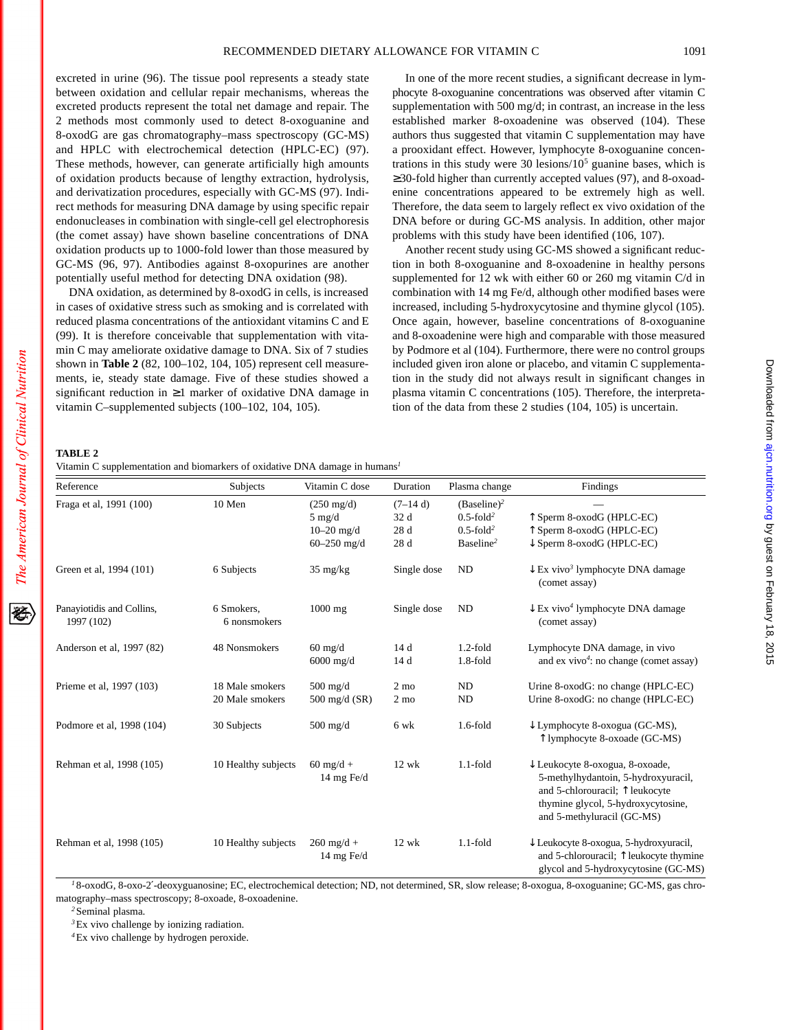excreted in urine (96). The tissue pool represents a steady state between oxidation and cellular repair mechanisms, whereas the excreted products represent the total net damage and repair. The 2 methods most commonly used to detect 8-oxoguanine and 8-oxodG are gas chromatography–mass spectroscopy (GC-MS) and HPLC with electrochemical detection (HPLC-EC) (97). These methods, however, can generate artificially high amounts of oxidation products because of lengthy extraction, hydrolysis, and derivatization procedures, especially with GC-MS (97). Indirect methods for measuring DNA damage by using specific repair endonucleases in combination with single-cell gel electrophoresis (the comet assay) have shown baseline concentrations of DNA oxidation products up to 1000-fold lower than those measured by GC-MS (96, 97). Antibodies against 8-oxopurines are another potentially useful method for detecting DNA oxidation (98).

DNA oxidation, as determined by 8-oxodG in cells, is increased in cases of oxidative stress such as smoking and is correlated with reduced plasma concentrations of the antioxidant vitamins C and E (99). It is therefore conceivable that supplementation with vitamin C may ameliorate oxidative damage to DNA. Six of 7 studies shown in **Table 2** (82, 100–102, 104, 105) represent cell measurements, ie, steady state damage. Five of these studies showed a significant reduction in ≥1 marker of oxidative DNA damage in vitamin C–supplemented subjects (100–102, 104, 105).

In one of the more recent studies, a significant decrease in lymphocyte 8-oxoguanine concentrations was observed after vitamin C supplementation with 500 mg/d; in contrast, an increase in the less established marker 8-oxoadenine was observed (104). These authors thus suggested that vitamin C supplementation may have a prooxidant effect. However, lymphocyte 8-oxoguanine concentrations in this study were 30 lesions/$10^5$ guanine bases, which is ≥30-fold higher than currently accepted values (97), and 8-oxoadenine concentrations appeared to be extremely high as well. Therefore, the data seem to largely reflect ex vivo oxidation of the DNA before or during GC-MS analysis. In addition, other major problems with this study have been identified (106, 107).

Another recent study using GC-MS showed a significant reduction in both 8-oxoguanine and 8-oxoadenine in healthy persons supplemented for 12 wk with either 60 or 260 mg vitamin C/d in combination with 14 mg Fe/d, although other modified bases were increased, including 5-hydroxycytosine and thymine glycol (105). Once again, however, baseline concentrations of 8-oxoguanine and 8-oxoadenine were high and comparable with those measured by Podmore et al (104). Furthermore, there were no control groups included given iron alone or placebo, and vitamin C supplementation in the study did not always result in significant changes in plasma vitamin C concentrations (105). Therefore, the interpretation of the data from these 2 studies (104, 105) is uncertain.

**TABLE 2**
Vitamin C supplementation and biomarkers of oxidative DNA damage in humans[1]

| Reference | Subjects | Vitamin C dose | Duration | Plasma change | Findings |
|---|---|---|---|---|---|
| Fraga et al, 1991 (100) | 10 Men | (250 mg/d) | (7–14 d) | (Baseline)[2] | — |
| | | 5 mg/d | 32 d | 0.5-fold[2] | ↑ Sperm 8-oxodG (HPLC-EC) |
| | | 10–20 mg/d | 28 d | 0.5-fold[2] | ↑ Sperm 8-oxodG (HPLC-EC) |
| | | 60–250 mg/d | 28 d | Baseline[2] | ↓ Sperm 8-oxodG (HPLC-EC) |
| Green et al, 1994 (101) | 6 Subjects | 35 mg/kg | Single dose | ND | ↓ Ex vivo[3] lymphocyte DNA damage (comet assay) |
| Panayiotidis and Collins, 1997 (102) | 6 Smokers, 6 nonsmokers | 1000 mg | Single dose | ND | ↓ Ex vivo[4] lymphocyte DNA damage (comet assay) |
| Anderson et al, 1997 (82) | 48 Nonsmokers | 60 mg/d | 14 d | 1.2-fold | Lymphocyte DNA damage, in vivo and ex vivo[4]: no change (comet assay) |
| | | 6000 mg/d | 14 d | 1.8-fold | |
| Prieme et al, 1997 (103) | 18 Male smokers | 500 mg/d | 2 mo | ND | Urine 8-oxodG: no change (HPLC-EC) |
| | 20 Male smokers | 500 mg/d (SR) | 2 mo | ND | Urine 8-oxodG: no change (HPLC-EC) |
| Podmore et al, 1998 (104) | 30 Subjects | 500 mg/d | 6 wk | 1.6-fold | ↓ Lymphocyte 8-oxogua (GC-MS), ↑ lymphocyte 8-oxoade (GC-MS) |
| Rehman et al, 1998 (105) | 10 Healthy subjects | 60 mg/d + 14 mg Fe/d | 12 wk | 1.1-fold | ↓ Leukocyte 8-oxogua, 8-oxoade, 5-methylhydantoin, 5-hydroxyuracil, and 5-chlorouracil; ↑ leukocyte thymine glycol, 5-hydroxycytosine, and 5-methyluracil (GC-MS) |
| Rehman et al, 1998 (105) | 10 Healthy subjects | 260 mg/d + 14 mg Fe/d | 12 wk | 1.1-fold | ↓ Leukocyte 8-oxogua, 5-hydroxyuracil, and 5-chlorouracil; ↑ leukocyte thymine glycol and 5-hydroxycytosine (GC-MS) |

[1] 8-oxodG, 8-oxo-2′-deoxyguanosine; EC, electrochemical detection; ND, not determined, SR, slow release; 8-oxogua, 8-oxoguanine; GC-MS, gas chromatography–mass spectroscopy; 8-oxoade, 8-oxoadenine.

[2] Seminal plasma.

[3] Ex vivo challenge by ionizing radiation.

[4] Ex vivo challenge by hydrogen peroxide.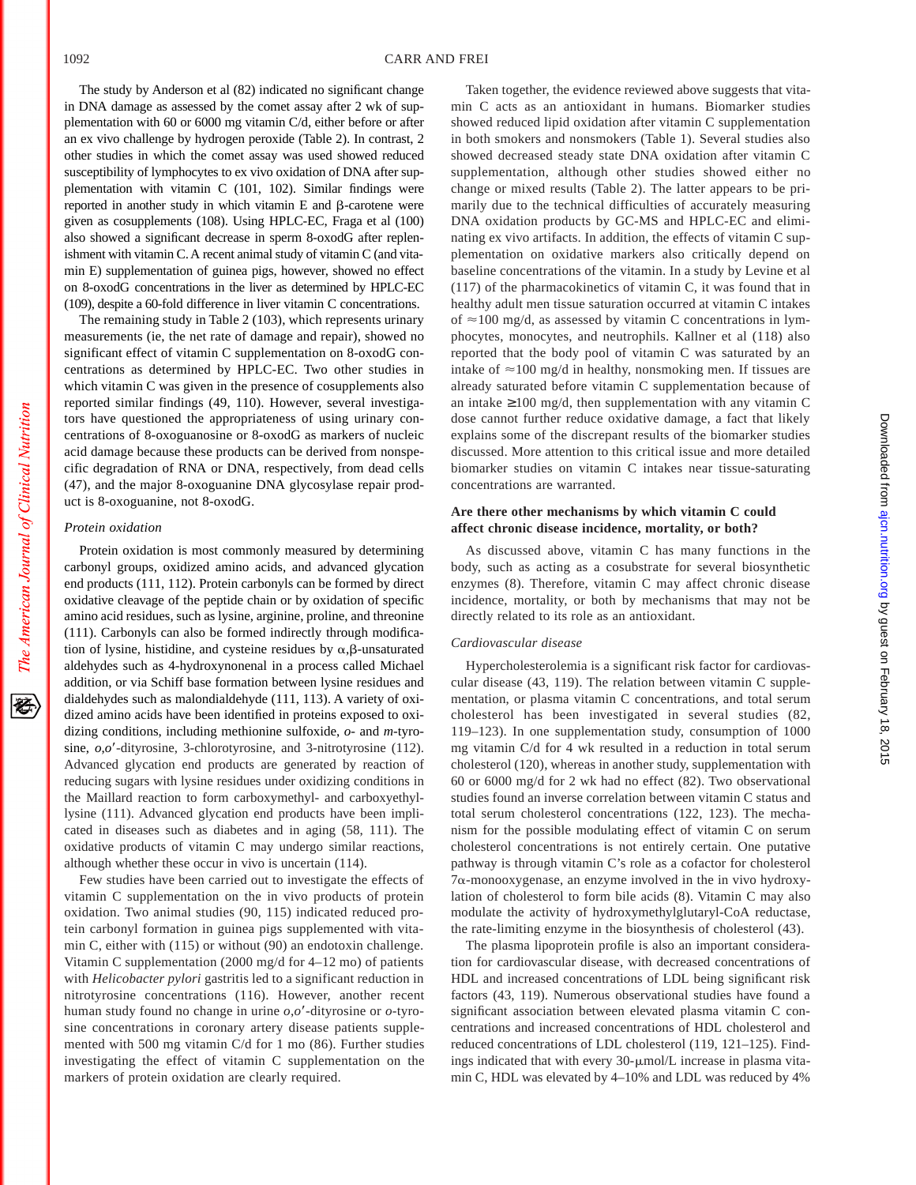The study by Anderson et al (82) indicated no significant change in DNA damage as assessed by the comet assay after 2 wk of supplementation with 60 or 6000 mg vitamin C/d, either before or after an ex vivo challenge by hydrogen peroxide (Table 2). In contrast, 2 other studies in which the comet assay was used showed reduced susceptibility of lymphocytes to ex vivo oxidation of DNA after supplementation with vitamin C (101, 102). Similar findings were reported in another study in which vitamin E and β-carotene were given as cosupplements (108). Using HPLC-EC, Fraga et al (100) also showed a significant decrease in sperm 8-oxodG after replenishment with vitamin C. A recent animal study of vitamin C (and vitamin E) supplementation of guinea pigs, however, showed no effect on 8-oxodG concentrations in the liver as determined by HPLC-EC (109), despite a 60-fold difference in liver vitamin C concentrations.

The remaining study in Table 2 (103), which represents urinary measurements (ie, the net rate of damage and repair), showed no significant effect of vitamin C supplementation on 8-oxodG concentrations as determined by HPLC-EC. Two other studies in which vitamin C was given in the presence of cosupplements also reported similar findings (49, 110). However, several investigators have questioned the appropriateness of using urinary concentrations of 8-oxoguanosine or 8-oxodG as markers of nucleic acid damage because these products can be derived from nonspecific degradation of RNA or DNA, respectively, from dead cells (47), and the major 8-oxoguanine DNA glycosylase repair product is 8-oxoguanine, not 8-oxodG.

### *Protein oxidation*

Protein oxidation is most commonly measured by determining carbonyl groups, oxidized amino acids, and advanced glycation end products (111, 112). Protein carbonyls can be formed by direct oxidative cleavage of the peptide chain or by oxidation of specific amino acid residues, such as lysine, arginine, proline, and threonine (111). Carbonyls can also be formed indirectly through modification of lysine, histidine, and cysteine residues by α,β-unsaturated aldehydes such as 4-hydroxynonenal in a process called Michael addition, or via Schiff base formation between lysine residues and dialdehydes such as malondialdehyde (111, 113). A variety of oxidized amino acids have been identified in proteins exposed to oxidizing conditions, including methionine sulfoxide, *o*- and *m*-tyrosine, *o,o*′-dityrosine, 3-chlorotyrosine, and 3-nitrotyrosine (112). Advanced glycation end products are generated by reaction of reducing sugars with lysine residues under oxidizing conditions in the Maillard reaction to form carboxymethyl- and carboxyethyllysine (111). Advanced glycation end products have been implicated in diseases such as diabetes and in aging (58, 111). The oxidative products of vitamin C may undergo similar reactions, although whether these occur in vivo is uncertain (114).

Few studies have been carried out to investigate the effects of vitamin C supplementation on the in vivo products of protein oxidation. Two animal studies (90, 115) indicated reduced protein carbonyl formation in guinea pigs supplemented with vitamin C, either with (115) or without (90) an endotoxin challenge. Vitamin C supplementation (2000 mg/d for 4–12 mo) of patients with *Helicobacter pylori* gastritis led to a significant reduction in nitrotyrosine concentrations (116). However, another recent human study found no change in urine *o,o*′-dityrosine or *o*-tyrosine concentrations in coronary artery disease patients supplemented with 500 mg vitamin C/d for 1 mo (86). Further studies investigating the effect of vitamin C supplementation on the markers of protein oxidation are clearly required.

Taken together, the evidence reviewed above suggests that vitamin C acts as an antioxidant in humans. Biomarker studies showed reduced lipid oxidation after vitamin C supplementation in both smokers and nonsmokers (Table 1). Several studies also showed decreased steady state DNA oxidation after vitamin C supplementation, although other studies showed either no change or mixed results (Table 2). The latter appears to be primarily due to the technical difficulties of accurately measuring DNA oxidation products by GC-MS and HPLC-EC and eliminating ex vivo artifacts. In addition, the effects of vitamin C supplementation on oxidative markers also critically depend on baseline concentrations of the vitamin. In a study by Levine et al (117) of the pharmacokinetics of vitamin C, it was found that in healthy adult men tissue saturation occurred at vitamin C intakes of ≈100 mg/d, as assessed by vitamin C concentrations in lymphocytes, monocytes, and neutrophils. Kallner et al (118) also reported that the body pool of vitamin C was saturated by an intake of ≈100 mg/d in healthy, nonsmoking men. If tissues are already saturated before vitamin C supplementation because of an intake ≥100 mg/d, then supplementation with any vitamin C dose cannot further reduce oxidative damage, a fact that likely explains some of the discrepant results of the biomarker studies discussed. More attention to this critical issue and more detailed biomarker studies on vitamin C intakes near tissue-saturating concentrations are warranted.

## Are there other mechanisms by which vitamin C could affect chronic disease incidence, mortality, or both?

As discussed above, vitamin C has many functions in the body, such as acting as a cosubstrate for several biosynthetic enzymes (8). Therefore, vitamin C may affect chronic disease incidence, mortality, or both by mechanisms that may not be directly related to its role as an antioxidant.

### *Cardiovascular disease*

Hypercholesterolemia is a significant risk factor for cardiovascular disease (43, 119). The relation between vitamin C supplementation, or plasma vitamin C concentrations, and total serum cholesterol has been investigated in several studies (82, 119–123). In one supplementation study, consumption of 1000 mg vitamin C/d for 4 wk resulted in a reduction in total serum cholesterol (120), whereas in another study, supplementation with 60 or 6000 mg/d for 2 wk had no effect (82). Two observational studies found an inverse correlation between vitamin C status and total serum cholesterol concentrations (122, 123). The mechanism for the possible modulating effect of vitamin C on serum cholesterol concentrations is not entirely certain. One putative pathway is through vitamin C's role as a cofactor for cholesterol 7α-monooxygenase, an enzyme involved in the in vivo hydroxylation of cholesterol to form bile acids (8). Vitamin C may also modulate the activity of hydroxymethylglutaryl-CoA reductase, the rate-limiting enzyme in the biosynthesis of cholesterol (43).

The plasma lipoprotein profile is also an important consideration for cardiovascular disease, with decreased concentrations of HDL and increased concentrations of LDL being significant risk factors (43, 119). Numerous observational studies have found a significant association between elevated plasma vitamin C concentrations and increased concentrations of HDL cholesterol and reduced concentrations of LDL cholesterol (119, 121–125). Findings indicated that with every 30-μmol/L increase in plasma vitamin C, HDL was elevated by 4–10% and LDL was reduced by 4%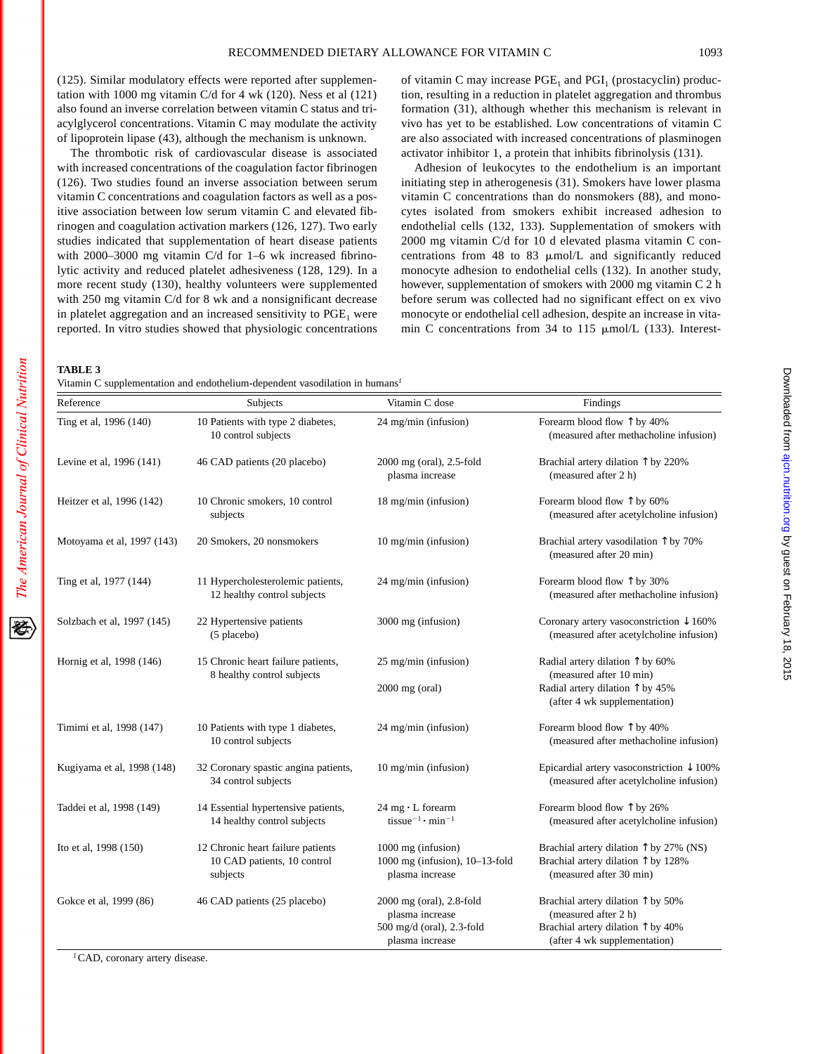(125). Similar modulatory effects were reported after supplementation with 1000 mg vitamin C/d for 4 wk (120). Ness et al (121) also found an inverse correlation between vitamin C status and triacylglycerol concentrations. Vitamin C may modulate the activity of lipoprotein lipase (43), although the mechanism is unknown.

The thrombotic risk of cardiovascular disease is associated with increased concentrations of the coagulation factor fibrinogen (126). Two studies found an inverse association between serum vitamin C concentrations and coagulation factors as well as a positive association between low serum vitamin C and elevated fibrinogen and coagulation activation markers (126, 127). Two early studies indicated that supplementation of heart disease patients with 2000–3000 mg vitamin C/d for 1–6 wk increased fibrinolytic activity and reduced platelet adhesiveness (128, 129). In a more recent study (130), healthy volunteers were supplemented with 250 mg vitamin C/d for 8 wk and a nonsignificant decrease in platelet aggregation and an increased sensitivity to $PGE_1$ were reported. In vitro studies showed that physiologic concentrations of vitamin C may increase $PGE_1$ and $PGI_1$ (prostacyclin) production, resulting in a reduction in platelet aggregation and thrombus formation (31), although whether this mechanism is relevant in vivo has yet to be established. Low concentrations of vitamin C are also associated with increased concentrations of plasminogen activator inhibitor 1, a protein that inhibits fibrinolysis (131).

Adhesion of leukocytes to the endothelium is an important initiating step in atherogenesis (31). Smokers have lower plasma vitamin C concentrations than do nonsmokers (88), and monocytes isolated from smokers exhibit increased adhesion to endothelial cells (132, 133). Supplementation of smokers with 2000 mg vitamin C/d for 10 d elevated plasma vitamin C concentrations from 48 to 83 μmol/L and significantly reduced monocyte adhesion to endothelial cells (132). In another study, however, supplementation of smokers with 2000 mg vitamin C 2 h before serum was collected had no significant effect on ex vivo monocyte or endothelial cell adhesion, despite an increase in vitamin C concentrations from 34 to 115 μmol/L (133). Interest-

**TABLE 3**

Vitamin C supplementation and endothelium-dependent vasodilation in humans[1]

| Reference | Subjects | Vitamin C dose | Findings |
|---|---|---|---|
| Ting et al, 1996 (140) | 10 Patients with type 2 diabetes, 10 control subjects | 24 mg/min (infusion) | Forearm blood flow ↑ by 40% (measured after methacholine infusion) |
| Levine et al, 1996 (141) | 46 CAD patients (20 placebo) | 2000 mg (oral), 2.5-fold plasma increase | Brachial artery dilation ↑ by 220% (measured after 2 h) |
| Heitzer et al, 1996 (142) | 10 Chronic smokers, 10 control subjects | 18 mg/min (infusion) | Forearm blood flow ↑ by 60% (measured after acetylcholine infusion) |
| Motoyama et al, 1997 (143) | 20 Smokers, 20 nonsmokers | 10 mg/min (infusion) | Brachial artery vasodilation ↑ by 70% (measured after 20 min) |
| Ting et al, 1977 (144) | 11 Hypercholesterolemic patients, 12 healthy control subjects | 24 mg/min (infusion) | Forearm blood flow ↑ by 30% (measured after methacholine infusion) |
| Solzbach et al, 1997 (145) | 22 Hypertensive patients (5 placebo) | 3000 mg (infusion) | Coronary artery vasoconstriction ↓ 160% (measured after acetylcholine infusion) |
| Hornig et al, 1998 (146) | 15 Chronic heart failure patients, 8 healthy control subjects | 25 mg/min (infusion) | Radial artery dilation ↑ by 60% (measured after 10 min) |
| | | 2000 mg (oral) | Radial artery dilation ↑ by 45% (after 4 wk supplementation) |
| Timimi et al, 1998 (147) | 10 Patients with type 1 diabetes, 10 control subjects | 24 mg/min (infusion) | Forearm blood flow ↑ by 40% (measured after methacholine infusion) |
| Kugiyama et al, 1998 (148) | 32 Coronary spastic angina patients, 34 control subjects | 10 mg/min (infusion) | Epicardial artery vasoconstriction ↓ 100% (measured after acetylcholine infusion) |
| Taddei et al, 1998 (149) | 14 Essential hypertensive patients, 14 healthy control subjects | 24 mg · L forearm tissue$^{-1}$ · min$^{-1}$ | Forearm blood flow ↑ by 26% (measured after acetylcholine infusion) |
| Ito et al, 1998 (150) | 12 Chronic heart failure patients | 1000 mg (infusion) | Brachial artery dilation ↑ by 27% (NS) |
| | 10 CAD patients, 10 control subjects | 1000 mg (infusion), 10–13-fold plasma increase | Brachial artery dilation ↑ by 128% (measured after 30 min) |
| Gokce et al, 1999 (86) | 46 CAD patients (25 placebo) | 2000 mg (oral), 2.8-fold plasma increase | Brachial artery dilation ↑ by 50% (measured after 2 h) |
| | | 500 mg/d (oral), 2.3-fold plasma increase | Brachial artery dilation ↑ by 40% (after 4 wk supplementation) |

[1] CAD, coronary artery disease.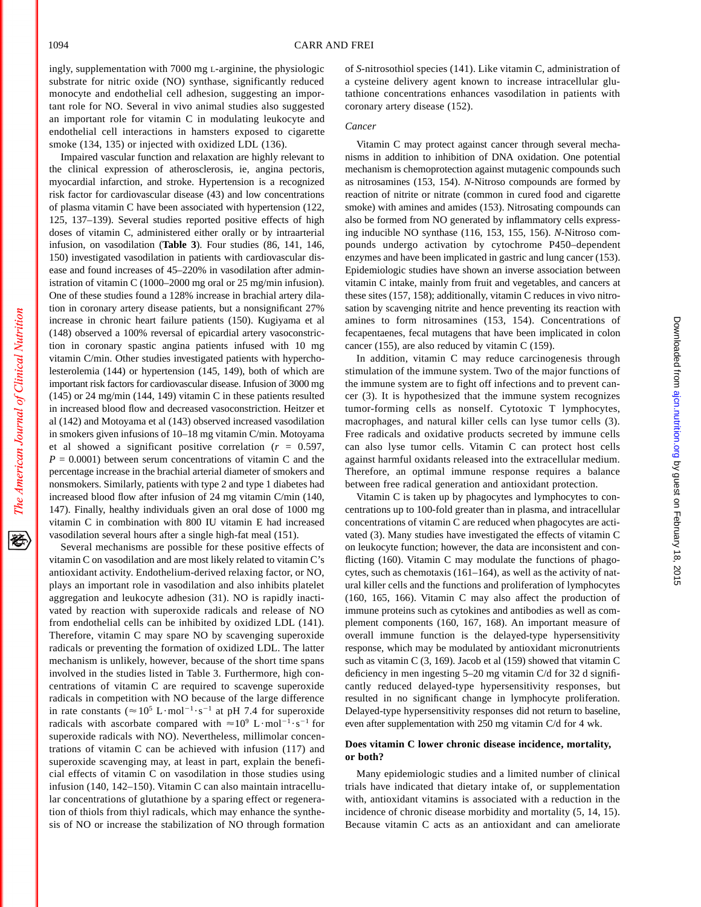ingly, supplementation with 7000 mg L-arginine, the physiologic substrate for nitric oxide (NO) synthase, significantly reduced monocyte and endothelial cell adhesion, suggesting an important role for NO. Several in vivo animal studies also suggested an important role for vitamin C in modulating leukocyte and endothelial cell interactions in hamsters exposed to cigarette smoke (134, 135) or injected with oxidized LDL (136).

Impaired vascular function and relaxation are highly relevant to the clinical expression of atherosclerosis, ie, angina pectoris, myocardial infarction, and stroke. Hypertension is a recognized risk factor for cardiovascular disease (43) and low concentrations of plasma vitamin C have been associated with hypertension (122, 125, 137–139). Several studies reported positive effects of high doses of vitamin C, administered either orally or by intraarterial infusion, on vasodilation (**Table 3**). Four studies (86, 141, 146, 150) investigated vasodilation in patients with cardiovascular disease and found increases of 45–220% in vasodilation after administration of vitamin C (1000–2000 mg oral or 25 mg/min infusion). One of these studies found a 128% increase in brachial artery dilation in coronary artery disease patients, but a nonsignificant 27% increase in chronic heart failure patients (150). Kugiyama et al (148) observed a 100% reversal of epicardial artery vasoconstriction in coronary spastic angina patients infused with 10 mg vitamin C/min. Other studies investigated patients with hypercholesterolemia (144) or hypertension (145, 149), both of which are important risk factors for cardiovascular disease. Infusion of 3000 mg (145) or 24 mg/min (144, 149) vitamin C in these patients resulted in increased blood flow and decreased vasoconstriction. Heitzer et al (142) and Motoyama et al (143) observed increased vasodilation in smokers given infusions of 10–18 mg vitamin C/min. Motoyama et al showed a significant positive correlation ($r$ = 0.597, $P$ = 0.0001) between serum concentrations of vitamin C and the percentage increase in the brachial arterial diameter of smokers and nonsmokers. Similarly, patients with type 2 and type 1 diabetes had increased blood flow after infusion of 24 mg vitamin C/min (140, 147). Finally, healthy individuals given an oral dose of 1000 mg vitamin C in combination with 800 IU vitamin E had increased vasodilation several hours after a single high-fat meal (151).

Several mechanisms are possible for these positive effects of vitamin C on vasodilation and are most likely related to vitamin C's antioxidant activity. Endothelium-derived relaxing factor, or NO, plays an important role in vasodilation and also inhibits platelet aggregation and leukocyte adhesion (31). NO is rapidly inactivated by reaction with superoxide radicals and release of NO from endothelial cells can be inhibited by oxidized LDL (141). Therefore, vitamin C may spare NO by scavenging superoxide radicals or preventing the formation of oxidized LDL. The latter mechanism is unlikely, however, because of the short time spans involved in the studies listed in Table 3. Furthermore, high concentrations of vitamin C are required to scavenge superoxide radicals in competition with NO because of the large difference in rate constants ($\approx 10^5$ $L \cdot mol^{-1} \cdot s^{-1}$ at pH 7.4 for superoxide radicals with ascorbate compared with $\approx 10^9$ $L \cdot mol^{-1} \cdot s^{-1}$ for superoxide radicals with NO). Nevertheless, millimolar concentrations of vitamin C can be achieved with infusion (117) and superoxide scavenging may, at least in part, explain the beneficial effects of vitamin C on vasodilation in those studies using infusion (140, 142–150). Vitamin C can also maintain intracellular concentrations of glutathione by a sparing effect or regeneration of thiols from thiyl radicals, which may enhance the synthesis of NO or increase the stabilization of NO through formation of *S*-nitrosothiol species (141). Like vitamin C, administration of a cysteine delivery agent known to increase intracellular glutathione concentrations enhances vasodilation in patients with coronary artery disease (152).

### *Cancer*

Vitamin C may protect against cancer through several mechanisms in addition to inhibition of DNA oxidation. One potential mechanism is chemoprotection against mutagenic compounds such as nitrosamines (153, 154). *N*-Nitroso compounds are formed by reaction of nitrite or nitrate (common in cured food and cigarette smoke) with amines and amides (153). Nitrosating compounds can also be formed from NO generated by inflammatory cells expressing inducible NO synthase (116, 153, 155, 156). *N*-Nitroso compounds undergo activation by cytochrome P450–dependent enzymes and have been implicated in gastric and lung cancer (153). Epidemiologic studies have shown an inverse association between vitamin C intake, mainly from fruit and vegetables, and cancers at these sites (157, 158); additionally, vitamin C reduces in vivo nitrosation by scavenging nitrite and hence preventing its reaction with amines to form nitrosamines (153, 154). Concentrations of fecapentaenes, fecal mutagens that have been implicated in colon cancer (155), are also reduced by vitamin C (159).

In addition, vitamin C may reduce carcinogenesis through stimulation of the immune system. Two of the major functions of the immune system are to fight off infections and to prevent cancer (3). It is hypothesized that the immune system recognizes tumor-forming cells as nonself. Cytotoxic T lymphocytes, macrophages, and natural killer cells can lyse tumor cells (3). Free radicals and oxidative products secreted by immune cells can also lyse tumor cells. Vitamin C can protect host cells against harmful oxidants released into the extracellular medium. Therefore, an optimal immune response requires a balance between free radical generation and antioxidant protection.

Vitamin C is taken up by phagocytes and lymphocytes to concentrations up to 100-fold greater than in plasma, and intracellular concentrations of vitamin C are reduced when phagocytes are activated (3). Many studies have investigated the effects of vitamin C on leukocyte function; however, the data are inconsistent and conflicting (160). Vitamin C may modulate the functions of phagocytes, such as chemotaxis (161–164), as well as the activity of natural killer cells and the functions and proliferation of lymphocytes (160, 165, 166). Vitamin C may also affect the production of immune proteins such as cytokines and antibodies as well as complement components (160, 167, 168). An important measure of overall immune function is the delayed-type hypersensitivity response, which may be modulated by antioxidant micronutrients such as vitamin C (3, 169). Jacob et al (159) showed that vitamin C deficiency in men ingesting 5–20 mg vitamin C/d for 32 d significantly reduced delayed-type hypersensitivity responses, but resulted in no significant change in lymphocyte proliferation. Delayed-type hypersensitivity responses did not return to baseline, even after supplementation with 250 mg vitamin C/d for 4 wk.

## Does vitamin C lower chronic disease incidence, mortality, or both?

Many epidemiologic studies and a limited number of clinical trials have indicated that dietary intake of, or supplementation with, antioxidant vitamins is associated with a reduction in the incidence of chronic disease morbidity and mortality (5, 14, 15). Because vitamin C acts as an antioxidant and can ameliorate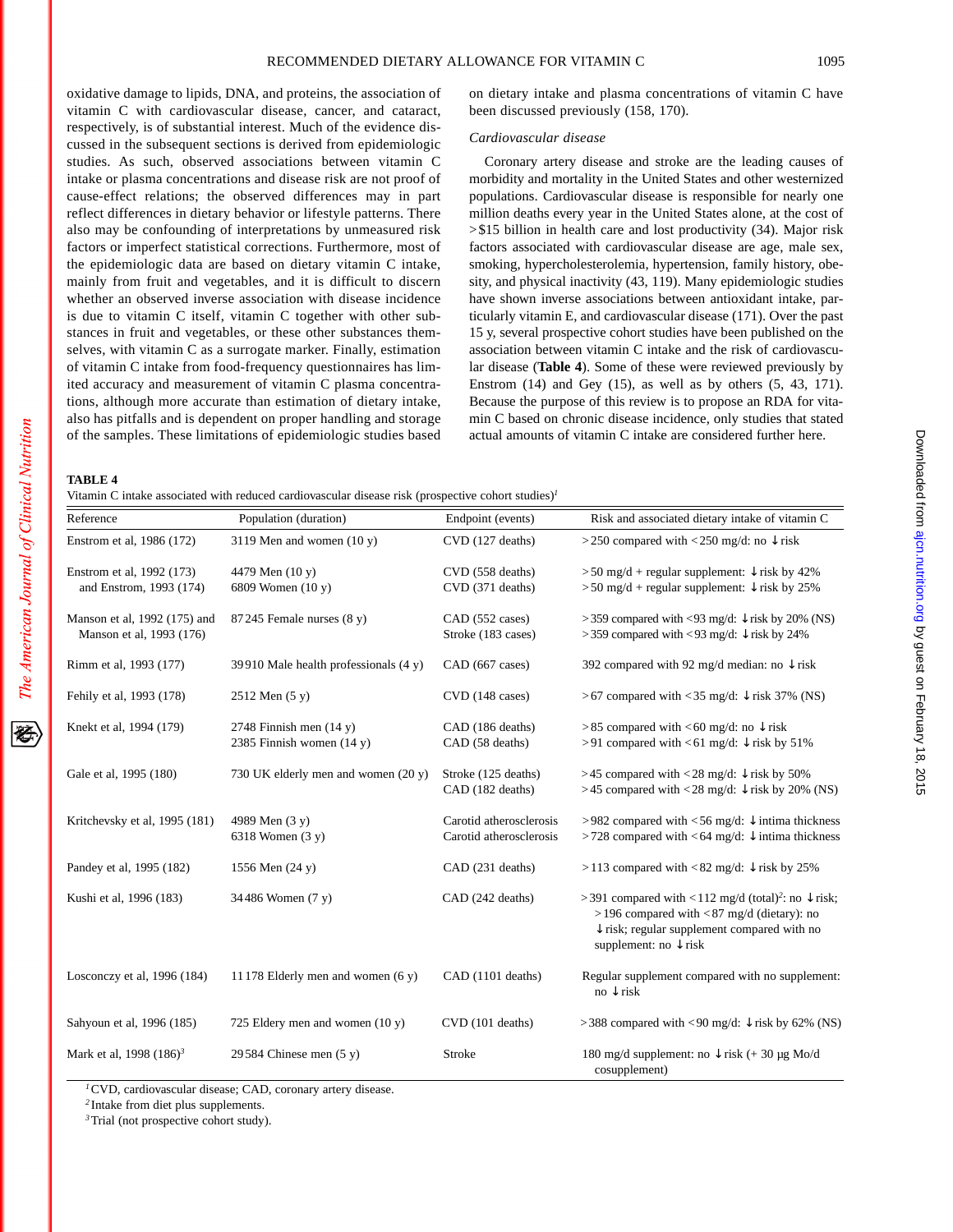oxidative damage to lipids, DNA, and proteins, the association of vitamin C with cardiovascular disease, cancer, and cataract, respectively, is of substantial interest. Much of the evidence discussed in the subsequent sections is derived from epidemiologic studies. As such, observed associations between vitamin C intake or plasma concentrations and disease risk are not proof of cause-effect relations; the observed differences may in part reflect differences in dietary behavior or lifestyle patterns. There also may be confounding of interpretations by unmeasured risk factors or imperfect statistical corrections. Furthermore, most of the epidemiologic data are based on dietary vitamin C intake, mainly from fruit and vegetables, and it is difficult to discern whether an observed inverse association with disease incidence is due to vitamin C itself, vitamin C together with other substances in fruit and vegetables, or these other substances themselves, with vitamin C as a surrogate marker. Finally, estimation of vitamin C intake from food-frequency questionnaires has limited accuracy and measurement of vitamin C plasma concentrations, although more accurate than estimation of dietary intake, also has pitfalls and is dependent on proper handling and storage of the samples. These limitations of epidemiologic studies based on dietary intake and plasma concentrations of vitamin C have been discussed previously (158, 170).

### *Cardiovascular disease*

Coronary artery disease and stroke are the leading causes of morbidity and mortality in the United States and other westernized populations. Cardiovascular disease is responsible for nearly one million deaths every year in the United States alone, at the cost of >$15 billion in health care and lost productivity (34). Major risk factors associated with cardiovascular disease are age, male sex, smoking, hypercholesterolemia, hypertension, family history, obesity, and physical inactivity (43, 119). Many epidemiologic studies have shown inverse associations between antioxidant intake, particularly vitamin E, and cardiovascular disease (171). Over the past 15 y, several prospective cohort studies have been published on the association between vitamin C intake and the risk of cardiovascular disease (**Table 4**). Some of these were reviewed previously by Enstrom (14) and Gey (15), as well as by others (5, 43, 171). Because the purpose of this review is to propose an RDA for vitamin C based on chronic disease incidence, only studies that stated actual amounts of vitamin C intake are considered further here.

**TABLE 4**
Vitamin C intake associated with reduced cardiovascular disease risk (prospective cohort studies)[1]

| Reference | Population (duration) | Endpoint (events) | Risk and associated dietary intake of vitamin C |
|---|---|---|---|
| Enstrom et al, 1986 (172) | 3119 Men and women (10 y) | CVD (127 deaths) | >250 compared with <250 mg/d: no ↓risk |
| Enstrom et al, 1992 (173) and Enstrom, 1993 (174) | 4479 Men (10 y)<br>6809 Women (10 y) | CVD (558 deaths)<br>CVD (371 deaths) | >50 mg/d + regular supplement: ↓risk by 42%<br>>50 mg/d + regular supplement: ↓risk by 25% |
| Manson et al, 1992 (175) and Manson et al, 1993 (176) | 87 245 Female nurses (8 y) | CAD (552 cases)<br>Stroke (183 cases) | >359 compared with <93 mg/d: ↓risk by 20% (NS)<br>>359 compared with <93 mg/d: ↓risk by 24% |
| Rimm et al, 1993 (177) | 39 910 Male health professionals (4 y) | CAD (667 cases) | 392 compared with 92 mg/d median: no ↓risk |
| Fehily et al, 1993 (178) | 2512 Men (5 y) | CVD (148 cases) | >67 compared with <35 mg/d: ↓risk 37% (NS) |
| Knekt et al, 1994 (179) | 2748 Finnish men (14 y)<br>2385 Finnish women (14 y) | CAD (186 deaths)<br>CAD (58 deaths) | >85 compared with <60 mg/d: no ↓risk<br>>91 compared with <61 mg/d: ↓risk by 51% |
| Gale et al, 1995 (180) | 730 UK elderly men and women (20 y) | Stroke (125 deaths)<br>CAD (182 deaths) | >45 compared with <28 mg/d: ↓risk by 50%<br>>45 compared with <28 mg/d: ↓risk by 20% (NS) |
| Kritchevsky et al, 1995 (181) | 4989 Men (3 y)<br>6318 Women (3 y) | Carotid atherosclerosis<br>Carotid atherosclerosis | >982 compared with <56 mg/d: ↓intima thickness<br>>728 compared with <64 mg/d: ↓intima thickness |
| Pandey et al, 1995 (182) | 1556 Men (24 y) | CAD (231 deaths) | >113 compared with <82 mg/d: ↓risk by 25% |
| Kushi et al, 1996 (183) | 34 486 Women (7 y) | CAD (242 deaths) | >391 compared with <112 mg/d (total)[2]: no ↓risk; >196 compared with <87 mg/d (dietary): no ↓risk; regular supplement compared with no supplement: no ↓risk |
| Losconczy et al, 1996 (184) | 11 178 Elderly men and women (6 y) | CAD (1101 deaths) | Regular supplement compared with no supplement: no ↓risk |
| Sahyoun et al, 1996 (185) | 725 Eldery men and women (10 y) | CVD (101 deaths) | >388 compared with <90 mg/d: ↓risk by 62% (NS) |
| Mark et al, 1998 (186)[3] | 29 584 Chinese men (5 y) | Stroke | 180 mg/d supplement: no ↓risk (+ 30 μg Mo/d cosupplement) |

[1] CVD, cardiovascular disease; CAD, coronary artery disease.
[2] Intake from diet plus supplements.
[3] Trial (not prospective cohort study).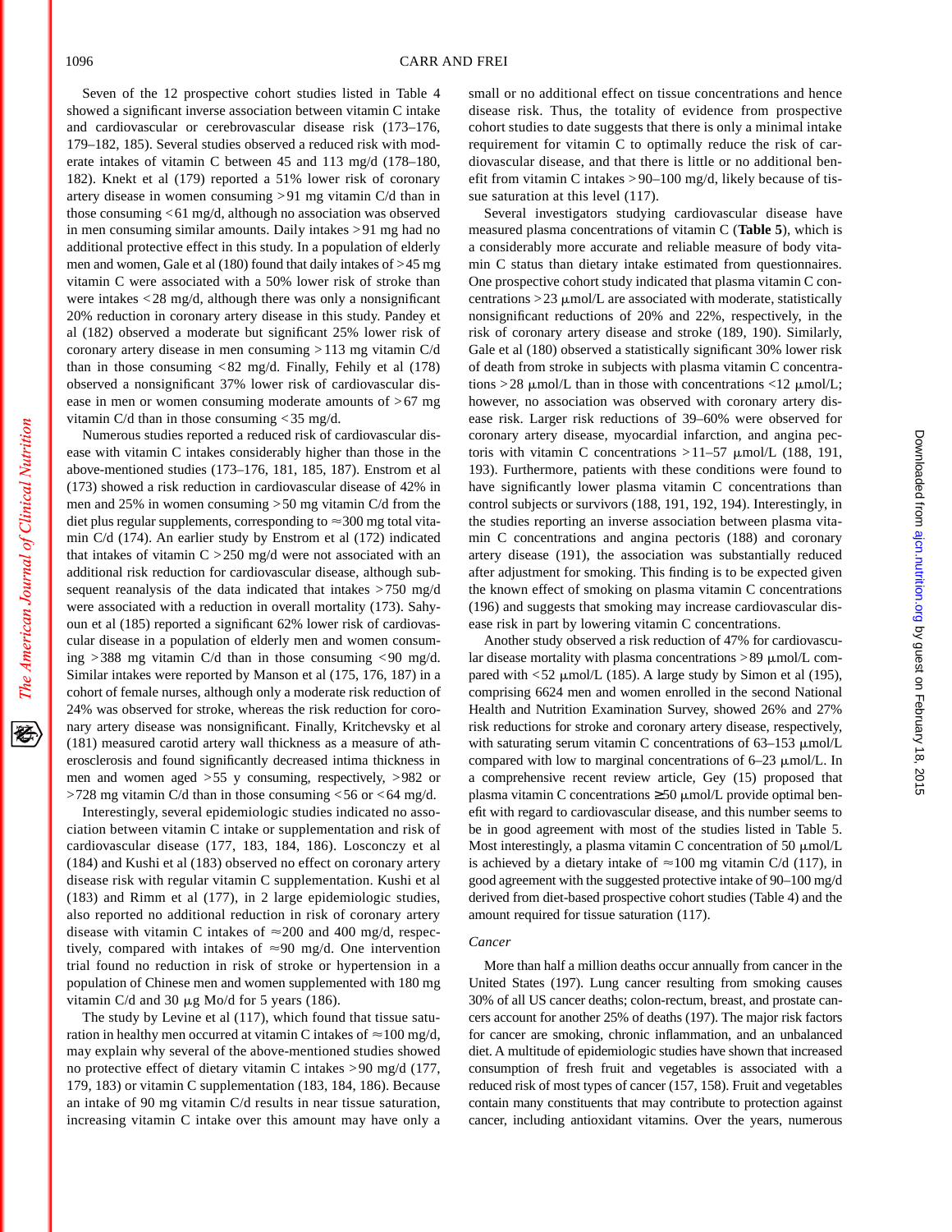Seven of the 12 prospective cohort studies listed in Table 4 showed a significant inverse association between vitamin C intake and cardiovascular or cerebrovascular disease risk (173–176, 179–182, 185). Several studies observed a reduced risk with moderate intakes of vitamin C between 45 and 113 mg/d (178–180, 182). Knekt et al (179) reported a 51% lower risk of coronary artery disease in women consuming >91 mg vitamin C/d than in those consuming <61 mg/d, although no association was observed in men consuming similar amounts. Daily intakes >91 mg had no additional protective effect in this study. In a population of elderly men and women, Gale et al (180) found that daily intakes of >45 mg vitamin C were associated with a 50% lower risk of stroke than were intakes <28 mg/d, although there was only a nonsignificant 20% reduction in coronary artery disease in this study. Pandey et al (182) observed a moderate but significant 25% lower risk of coronary artery disease in men consuming >113 mg vitamin C/d than in those consuming <82 mg/d. Finally, Fehily et al (178) observed a nonsignificant 37% lower risk of cardiovascular disease in men or women consuming moderate amounts of >67 mg vitamin C/d than in those consuming <35 mg/d.

Numerous studies reported a reduced risk of cardiovascular disease with vitamin C intakes considerably higher than those in the above-mentioned studies (173–176, 181, 185, 187). Enstrom et al (173) showed a risk reduction in cardiovascular disease of 42% in men and 25% in women consuming >50 mg vitamin C/d from the diet plus regular supplements, corresponding to ≈300 mg total vitamin C/d (174). An earlier study by Enstrom et al (172) indicated that intakes of vitamin C >250 mg/d were not associated with an additional risk reduction for cardiovascular disease, although subsequent reanalysis of the data indicated that intakes >750 mg/d were associated with a reduction in overall mortality (173). Sahyoun et al (185) reported a significant 62% lower risk of cardiovascular disease in a population of elderly men and women consuming >388 mg vitamin C/d than in those consuming <90 mg/d. Similar intakes were reported by Manson et al (175, 176, 187) in a cohort of female nurses, although only a moderate risk reduction of 24% was observed for stroke, whereas the risk reduction for coronary artery disease was nonsignificant. Finally, Kritchevsky et al (181) measured carotid artery wall thickness as a measure of atherosclerosis and found significantly decreased intima thickness in men and women aged >55 y consuming, respectively, >982 or >728 mg vitamin C/d than in those consuming <56 or <64 mg/d.

Interestingly, several epidemiologic studies indicated no association between vitamin C intake or supplementation and risk of cardiovascular disease (177, 183, 184, 186). Losconczy et al (184) and Kushi et al (183) observed no effect on coronary artery disease risk with regular vitamin C supplementation. Kushi et al (183) and Rimm et al (177), in 2 large epidemiologic studies, also reported no additional reduction in risk of coronary artery disease with vitamin C intakes of ≈200 and 400 mg/d, respectively, compared with intakes of ≈90 mg/d. One intervention trial found no reduction in risk of stroke or hypertension in a population of Chinese men and women supplemented with 180 mg vitamin C/d and 30 μg Mo/d for 5 years (186).

The study by Levine et al (117), which found that tissue saturation in healthy men occurred at vitamin C intakes of ≈100 mg/d, may explain why several of the above-mentioned studies showed no protective effect of dietary vitamin C intakes >90 mg/d (177, 179, 183) or vitamin C supplementation (183, 184, 186). Because an intake of 90 mg vitamin C/d results in near tissue saturation, increasing vitamin C intake over this amount may have only a small or no additional effect on tissue concentrations and hence disease risk. Thus, the totality of evidence from prospective cohort studies to date suggests that there is only a minimal intake requirement for vitamin C to optimally reduce the risk of cardiovascular disease, and that there is little or no additional benefit from vitamin C intakes >90–100 mg/d, likely because of tissue saturation at this level (117).

Several investigators studying cardiovascular disease have measured plasma concentrations of vitamin C (**Table 5**), which is a considerably more accurate and reliable measure of body vitamin C status than dietary intake estimated from questionnaires. One prospective cohort study indicated that plasma vitamin C concentrations >23 μmol/L are associated with moderate, statistically nonsignificant reductions of 20% and 22%, respectively, in the risk of coronary artery disease and stroke (189, 190). Similarly, Gale et al (180) observed a statistically significant 30% lower risk of death from stroke in subjects with plasma vitamin C concentrations >28 μmol/L than in those with concentrations <12 μmol/L; however, no association was observed with coronary artery disease risk. Larger risk reductions of 39–60% were observed for coronary artery disease, myocardial infarction, and angina pectoris with vitamin C concentrations >11–57 μmol/L (188, 191, 193). Furthermore, patients with these conditions were found to have significantly lower plasma vitamin C concentrations than control subjects or survivors (188, 191, 192, 194). Interestingly, in the studies reporting an inverse association between plasma vitamin C concentrations and angina pectoris (188) and coronary artery disease (191), the association was substantially reduced after adjustment for smoking. This finding is to be expected given the known effect of smoking on plasma vitamin C concentrations (196) and suggests that smoking may increase cardiovascular disease risk in part by lowering vitamin C concentrations.

Another study observed a risk reduction of 47% for cardiovascular disease mortality with plasma concentrations >89 μmol/L compared with <52 μmol/L (185). A large study by Simon et al (195), comprising 6624 men and women enrolled in the second National Health and Nutrition Examination Survey, showed 26% and 27% risk reductions for stroke and coronary artery disease, respectively, with satisfactory serum vitamin C concentrations of 63–153 μmol/L compared with low to marginal concentrations of 6–23 μmol/L. In a comprehensive recent review article, Gey (15) proposed that plasma vitamin C concentrations ≥50 μmol/L provide optimal benefit with regard to cardiovascular disease, and this number seems to be in good agreement with most of the studies listed in Table 5. Most interestingly, a plasma vitamin C concentration of 50 μmol/L is achieved by a dietary intake of ≈100 mg vitamin C/d (117), in good agreement with the suggested protective intake of 90–100 mg/d derived from diet-based prospective cohort studies (Table 4) and the amount required for tissue saturation (117).

### *Cancer*

More than half a million deaths occur annually from cancer in the United States (197). Lung cancer resulting from smoking causes 30% of all US cancer deaths; colon-rectum, breast, and prostate cancers account for another 25% of deaths (197). The major risk factors for cancer are smoking, chronic inflammation, and an unbalanced diet. A multitude of epidemiologic studies have shown that increased consumption of fresh fruit and vegetables is associated with a reduced risk of most types of cancer (157, 158). Fruit and vegetables contain many constituents that may contribute to protection against cancer, including antioxidant vitamins. Over the years, numerous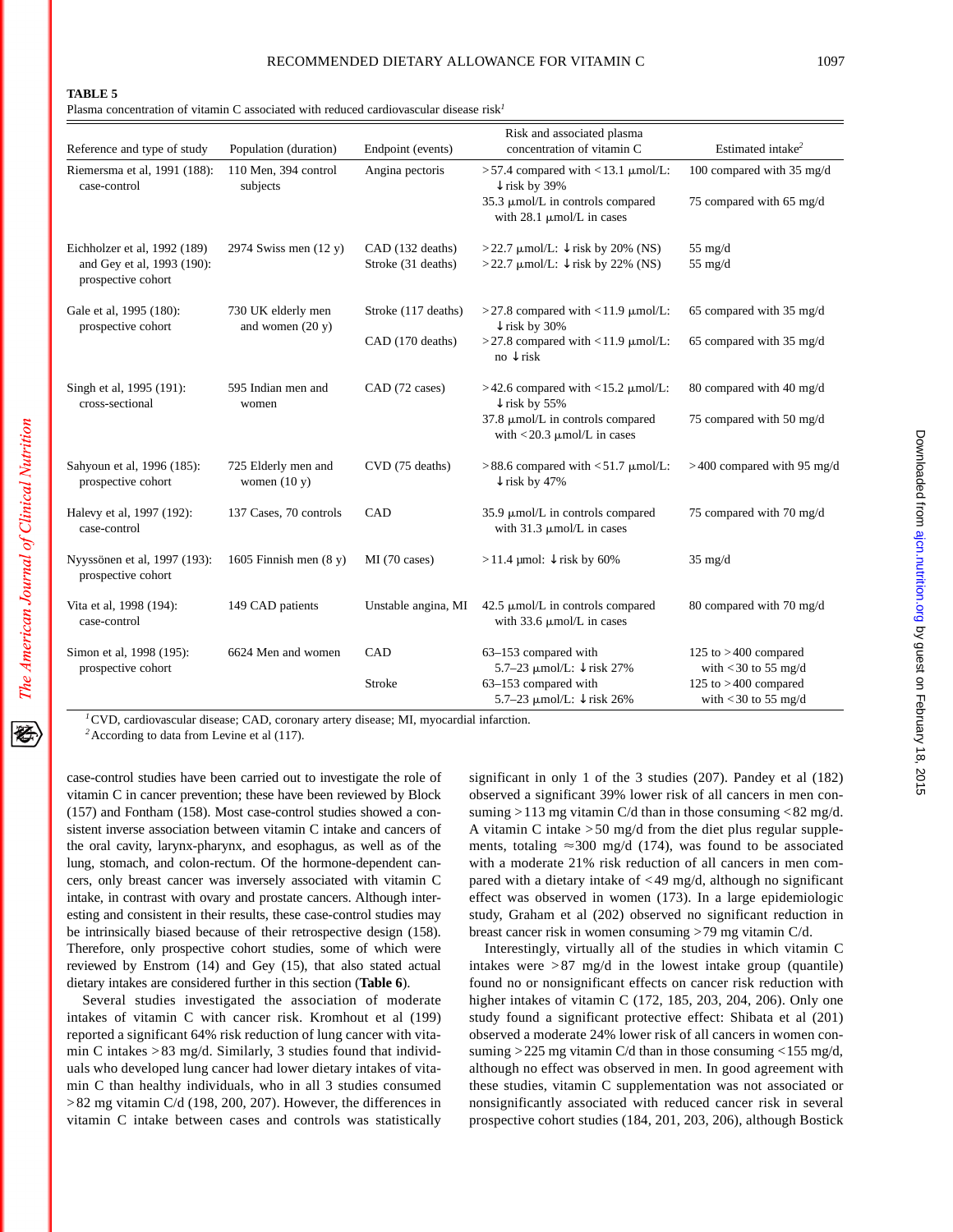**TABLE 5**

Plasma concentration of vitamin C associated with reduced cardiovascular disease risk[1]

| Reference and type of study | Population (duration) | Endpoint (events) | Risk and associated plasma concentration of vitamin C | Estimated intake[2] |
|---|---|---|---|---|
| Riemersma et al, 1991 (188): case-control | 110 Men, 394 control subjects | Angina pectoris | >57.4 compared with <13.1 μmol/L: ↓risk by 39% | 100 compared with 35 mg/d |
| | | | 35.3 μmol/L in controls compared with 28.1 μmol/L in cases | 75 compared with 65 mg/d |
| Eichholzer et al, 1992 (189) and Gey et al, 1993 (190): prospective cohort | 2974 Swiss men (12 y) | CAD (132 deaths) | >22.7 μmol/L: ↓risk by 20% (NS) | 55 mg/d |
| | | Stroke (31 deaths) | >22.7 μmol/L: ↓risk by 22% (NS) | 55 mg/d |
| Gale et al, 1995 (180): prospective cohort | 730 UK elderly men and women (20 y) | Stroke (117 deaths) | >27.8 compared with <11.9 μmol/L: ↓risk by 30% | 65 compared with 35 mg/d |
| | | CAD (170 deaths) | >27.8 compared with <11.9 μmol/L: no ↓risk | 65 compared with 35 mg/d |
| Singh et al, 1995 (191): cross-sectional | 595 Indian men and women | CAD (72 cases) | >42.6 compared with <15.2 μmol/L: ↓risk by 55% | 80 compared with 40 mg/d |
| | | | 37.8 μmol/L in controls compared with <20.3 μmol/L in cases | 75 compared with 50 mg/d |
| Sahyoun et al, 1996 (185): prospective cohort | 725 Elderly men and women (10 y) | CVD (75 deaths) | >88.6 compared with <51.7 μmol/L: ↓risk by 47% | >400 compared with 95 mg/d |
| Halevy et al, 1997 (192): case-control | 137 Cases, 70 controls | CAD | 35.9 μmol/L in controls compared with 31.3 μmol/L in cases | 75 compared with 70 mg/d |
| Nyyssönen et al, 1997 (193): prospective cohort | 1605 Finnish men (8 y) | MI (70 cases) | >11.4 μmol: ↓risk by 60% | 35 mg/d |
| Vita et al, 1998 (194): case-control | 149 CAD patients | Unstable angina, MI | 42.5 μmol/L in controls compared with 33.6 μmol/L in cases | 80 compared with 70 mg/d |
| Simon et al, 1998 (195): prospective cohort | 6624 Men and women | CAD | 63–153 compared with 5.7–23 μmol/L: ↓risk 27% | 125 to >400 compared with <30 to 55 mg/d |
| | | Stroke | 63–153 compared with 5.7–23 μmol/L: ↓risk 26% | 125 to >400 compared with <30 to 55 mg/d |

[1] CVD, cardiovascular disease; CAD, coronary artery disease; MI, myocardial infarction.

[2] According to data from Levine et al (117).

case-control studies have been carried out to investigate the role of vitamin C in cancer prevention; these have been reviewed by Block (157) and Fontham (158). Most case-control studies showed a consistent inverse association between vitamin C intake and cancers of the oral cavity, larynx-pharynx, and esophagus, as well as of the lung, stomach, and colon-rectum. Of the hormone-dependent cancers, only breast cancer was inversely associated with vitamin C intake, in contrast with ovary and prostate cancers. Although interesting and consistent in their results, these case-control studies may be intrinsically biased because of their retrospective design (158). Therefore, only prospective cohort studies, some of which were reviewed by Enstrom (14) and Gey (15), that also stated actual dietary intakes are considered further in this section (**Table 6**).

Several studies investigated the association of moderate intakes of vitamin C with cancer risk. Kromhout et al (199) reported a significant 64% risk reduction of lung cancer with vitamin C intakes >83 mg/d. Similarly, 3 studies found that individuals who developed lung cancer had lower dietary intakes of vitamin C than healthy individuals, who in all 3 studies consumed >82 mg vitamin C/d (198, 200, 207). However, the differences in vitamin C intake between cases and controls was statistically significant in only 1 of the 3 studies (207). Pandey et al (182) observed a significant 39% lower risk of all cancers in men consuming >113 mg vitamin C/d than in those consuming <82 mg/d. A vitamin C intake >50 mg/d from the diet plus regular supplements, totaling ≈300 mg/d (174), was found to be associated with a moderate 21% risk reduction of all cancers in men compared with a dietary intake of <49 mg/d, although no significant effect was observed in women (173). In a large epidemiologic study, Graham et al (202) observed no significant reduction in breast cancer risk in women consuming >79 mg vitamin C/d.

Interestingly, virtually all of the studies in which vitamin C intakes were >87 mg/d in the lowest intake group (quantile) found no or nonsignificant effects on cancer risk reduction with higher intakes of vitamin C (172, 185, 203, 204, 206). Only one study found a significant protective effect: Shibata et al (201) observed a moderate 24% lower risk of all cancers in women consuming >225 mg vitamin C/d than in those consuming <155 mg/d, although no effect was observed in men. In good agreement with these studies, vitamin C supplementation was not associated or nonsignificantly associated with reduced cancer risk in several prospective cohort studies (184, 201, 203, 206), although Bostick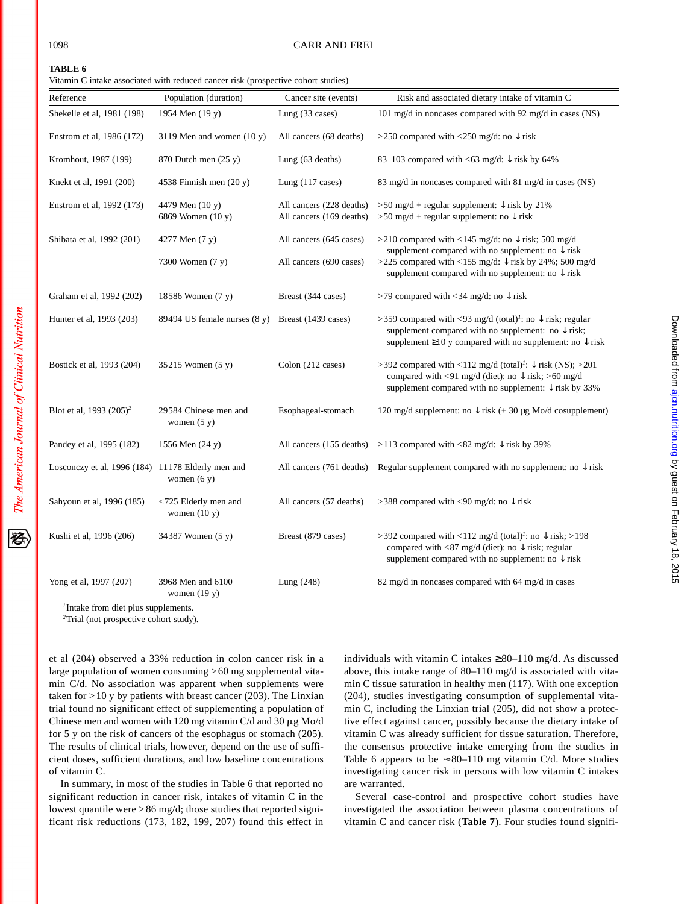**TABLE 6**
Vitamin C intake associated with reduced cancer risk (prospective cohort studies)

| Reference | Population (duration) | Cancer site (events) | Risk and associated dietary intake of vitamin C |
|---|---|---|---|
| Shekelle et al, 1981 (198) | 1954 Men (19 y) | Lung (33 cases) | 101 mg/d in noncases compared with 92 mg/d in cases (NS) |
| Enstrom et al, 1986 (172) | 3119 Men and women (10 y) | All cancers (68 deaths) | >250 compared with <250 mg/d: no ↓risk |
| Kromhout, 1987 (199) | 870 Dutch men (25 y) | Lung (63 deaths) | 83–103 compared with <63 mg/d: ↓risk by 64% |
| Knekt et al, 1991 (200) | 4538 Finnish men (20 y) | Lung (117 cases) | 83 mg/d in noncases compared with 81 mg/d in cases (NS) |
| Enstrom et al, 1992 (173) | 4479 Men (10 y) | All cancers (228 deaths) | >50 mg/d + regular supplement: ↓risk by 21% |
| | 6869 Women (10 y) | All cancers (169 deaths) | >50 mg/d + regular supplement: no ↓risk |
| Shibata et al, 1992 (201) | 4277 Men (7 y) | All cancers (645 cases) | >210 compared with <145 mg/d: no ↓risk; 500 mg/d supplement compared with no supplement: no ↓risk |
| | 7300 Women (7 y) | All cancers (690 cases) | >225 compared with <155 mg/d: ↓risk by 24%; 500 mg/d supplement compared with no supplement: no ↓risk |
| Graham et al, 1992 (202) | 18586 Women (7 y) | Breast (344 cases) | >79 compared with <34 mg/d: no ↓risk |
| Hunter et al, 1993 (203) | 89494 US female nurses (8 y) | Breast (1439 cases) | >359 compared with <93 mg/d (total)[1]: no ↓risk; regular supplement compared with no supplement: no ↓risk; supplement ≥10 y compared with no supplement: no ↓risk |
| Bostick et al, 1993 (204) | 35215 Women (5 y) | Colon (212 cases) | >392 compared with <112 mg/d (total)[1]: ↓risk (NS); >201 compared with <91 mg/d (diet): no ↓risk; >60 mg/d supplement compared with no supplement: ↓risk by 33% |
| Blot et al, 1993 (205)[2] | 29584 Chinese men and women (5 y) | Esophageal-stomach | 120 mg/d supplement: no ↓risk (+ 30 μg Mo/d cosupplement) |
| Pandey et al, 1995 (182) | 1556 Men (24 y) | All cancers (155 deaths) | >113 compared with <82 mg/d: ↓risk by 39% |
| Losconczy et al, 1996 (184) | 11178 Elderly men and women (6 y) | All cancers (761 deaths) | Regular supplement compared with no supplement: no ↓risk |
| Sahyoun et al, 1996 (185) | <725 Elderly men and women (10 y) | All cancers (57 deaths) | >388 compared with <90 mg/d: no ↓risk |
| Kushi et al, 1996 (206) | 34387 Women (5 y) | Breast (879 cases) | >392 compared with <112 mg/d (total)[1]: no ↓risk; >198 compared with <87 mg/d (diet): no ↓risk; regular supplement compared with no supplement: no ↓risk |
| Yong et al, 1997 (207) | 3968 Men and 6100 women (19 y) | Lung (248) | 82 mg/d in noncases compared with 64 mg/d in cases |

[1]Intake from diet plus supplements.
[2]Trial (not prospective cohort study).

et al (204) observed a 33% reduction in colon cancer risk in a large population of women consuming >60 mg supplemental vitamin C/d. No association was apparent when supplements were taken for >10 y by patients with breast cancer (203). The Linxian trial found no significant effect of supplementing a population of Chinese men and women with 120 mg vitamin C/d and 30 μg Mo/d for 5 y on the risk of cancers of the esophagus or stomach (205). The results of clinical trials, however, depend on the use of sufficient doses, sufficient durations, and low baseline concentrations of vitamin C.

In summary, in most of the studies in Table 6 that reported no significant reduction in cancer risk, intakes of vitamin C in the lowest quantile were >86 mg/d; those studies that reported significant risk reductions (173, 182, 199, 207) found this effect in individuals with vitamin C intakes ≥80–110 mg/d. As discussed above, this intake range of 80–110 mg/d is associated with vitamin C tissue saturation in healthy men (117). With one exception (204), studies investigating consumption of supplemental vitamin C, including the Linxian trial (205), did not show a protective effect against cancer, possibly because the dietary intake of vitamin C was already sufficient for tissue saturation. Therefore, the consensus protective intake emerging from the studies in Table 6 appears to be ≈80–110 mg vitamin C/d. More studies investigating cancer risk in persons with low vitamin C intakes are warranted.

Several case-control and prospective cohort studies have investigated the association between plasma concentrations of vitamin C and cancer risk (**Table 7**). Four studies found signifi-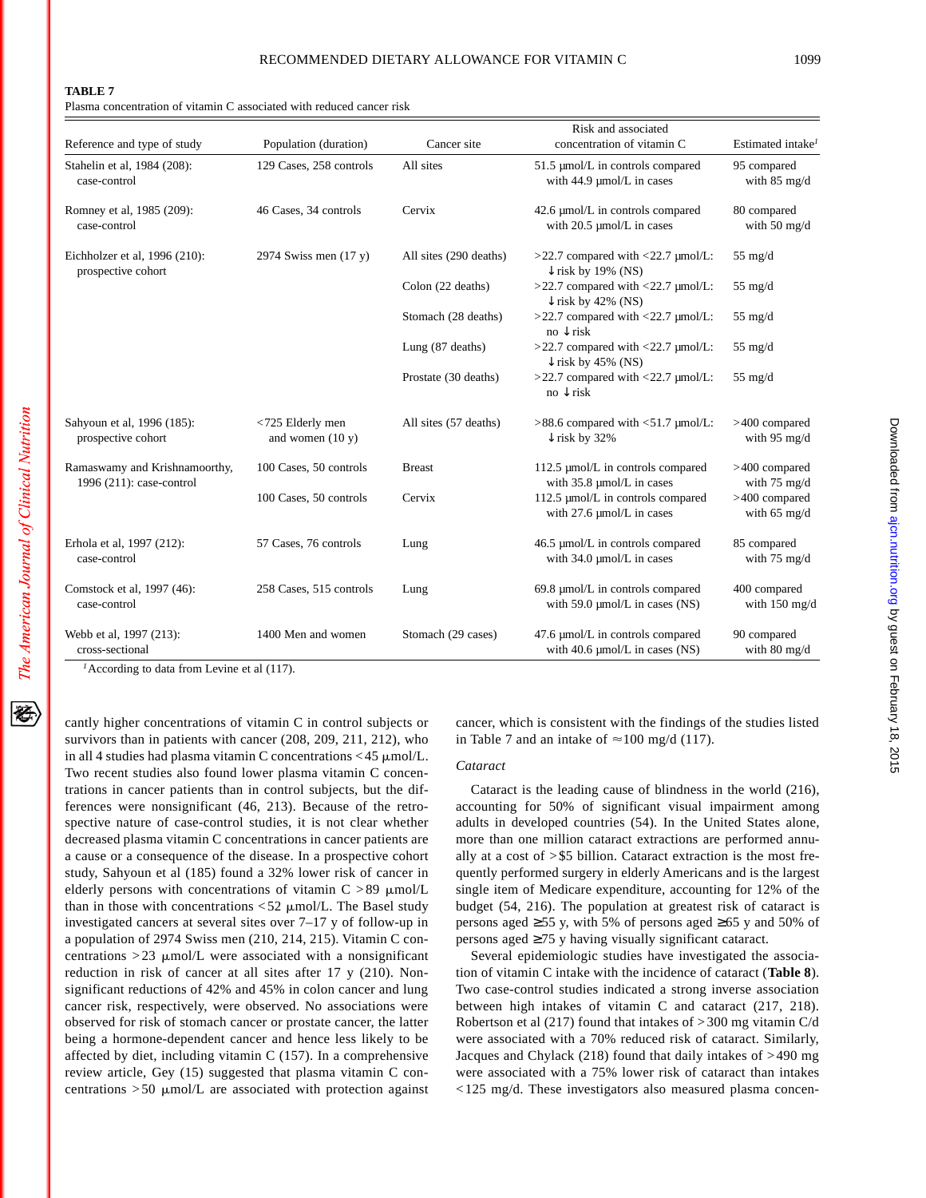**TABLE 7**
Plasma concentration of vitamin C associated with reduced cancer risk

| Reference and type of study | Population (duration) | Cancer site | Risk and associated concentration of vitamin C | Estimated intake[1] |
|---|---|---|---|---|
| Stahelin et al, 1984 (208): case-control | 129 Cases, 258 controls | All sites | 51.5 µmol/L in controls compared with 44.9 µmol/L in cases | 95 compared with 85 mg/d |
| Romney et al, 1985 (209): case-control | 46 Cases, 34 controls | Cervix | 42.6 µmol/L in controls compared with 20.5 µmol/L in cases | 80 compared with 50 mg/d |
| Eichholzer et al, 1996 (210): prospective cohort | 2974 Swiss men (17 y) | All sites (290 deaths) | >22.7 compared with <22.7 µmol/L: ↓risk by 19% (NS) | 55 mg/d |
| | | Colon (22 deaths) | >22.7 compared with <22.7 µmol/L: ↓risk by 42% (NS) | 55 mg/d |
| | | Stomach (28 deaths) | >22.7 compared with <22.7 µmol/L: no ↓risk | 55 mg/d |
| | | Lung (87 deaths) | >22.7 compared with <22.7 µmol/L: ↓risk by 45% (NS) | 55 mg/d |
| | | Prostate (30 deaths) | >22.7 compared with <22.7 µmol/L: no ↓risk | 55 mg/d |
| Sahyoun et al, 1996 (185): prospective cohort | <725 Elderly men and women (10 y) | All sites (57 deaths) | >88.6 compared with <51.7 µmol/L: ↓risk by 32% | >400 compared with 95 mg/d |
| Ramaswamy and Krishnamoorthy, 1996 (211): case-control | 100 Cases, 50 controls | Breast | 112.5 µmol/L in controls compared with 35.8 µmol/L in cases | >400 compared with 75 mg/d |
| | 100 Cases, 50 controls | Cervix | 112.5 µmol/L in controls compared with 27.6 µmol/L in cases | >400 compared with 65 mg/d |
| Erhola et al, 1997 (212): case-control | 57 Cases, 76 controls | Lung | 46.5 µmol/L in controls compared with 34.0 µmol/L in cases | 85 compared with 75 mg/d |
| Comstock et al, 1997 (46): case-control | 258 Cases, 515 controls | Lung | 69.8 µmol/L in controls compared with 59.0 µmol/L in cases (NS) | 400 compared with 150 mg/d |
| Webb et al, 1997 (213): cross-sectional | 1400 Men and women | Stomach (29 cases) | 47.6 µmol/L in controls compared with 40.6 µmol/L in cases (NS) | 90 compared with 80 mg/d |

[1] According to data from Levine et al (117).

cantly higher concentrations of vitamin C in control subjects or survivors than in patients with cancer (208, 209, 211, 212), who in all 4 studies had plasma vitamin C concentrations <45 µmol/L. Two recent studies also found lower plasma vitamin C concentrations in cancer patients than in control subjects, but the differences were nonsignificant (46, 213). Because of the retrospective nature of case-control studies, it is not clear whether decreased plasma vitamin C concentrations in cancer patients are a cause or a consequence of the disease. In a prospective cohort study, Sahyoun et al (185) found a 32% lower risk of cancer in elderly persons with concentrations of vitamin C >89 µmol/L than in those with concentrations <52 µmol/L. The Basel study investigated cancers at several sites over 7–17 y of follow-up in a population of 2974 Swiss men (210, 214, 215). Vitamin C concentrations >23 µmol/L were associated with a nonsignificant reduction in risk of cancer at all sites after 17 y (210). Nonsignificant reductions of 42% and 45% in colon cancer and lung cancer risk, respectively, were observed. No associations were observed for risk of stomach cancer or prostate cancer, the latter being a hormone-dependent cancer and hence less likely to be affected by diet, including vitamin C (157). In a comprehensive review article, Gey (15) suggested that plasma vitamin C concentrations >50 µmol/L are associated with protection against cancer, which is consistent with the findings of the studies listed in Table 7 and an intake of ≈100 mg/d (117).

*Cataract*

Cataract is the leading cause of blindness in the world (216), accounting for 50% of significant visual impairment among adults in developed countries (54). In the United States alone, more than one million cataract extractions are performed annually at a cost of >$5 billion. Cataract extraction is the most frequently performed surgery in elderly Americans and is the largest single item of Medicare expenditure, accounting for 12% of the budget (54, 216). The population at greatest risk of cataract is persons aged ≥55 y, with 5% of persons aged ≥65 y and 50% of persons aged ≥75 y having visually significant cataract.

Several epidemiologic studies have investigated the association of vitamin C intake with the incidence of cataract (**Table 8**). Two case-control studies indicated a strong inverse association between high intakes of vitamin C and cataract (217, 218). Robertson et al (217) found that intakes of >300 mg vitamin C/d were associated with a 70% reduced risk of cataract. Similarly, Jacques and Chylack (218) found that daily intakes of >490 mg were associated with a 75% lower risk of cataract than intakes <125 mg/d. These investigators also measured plasma concen-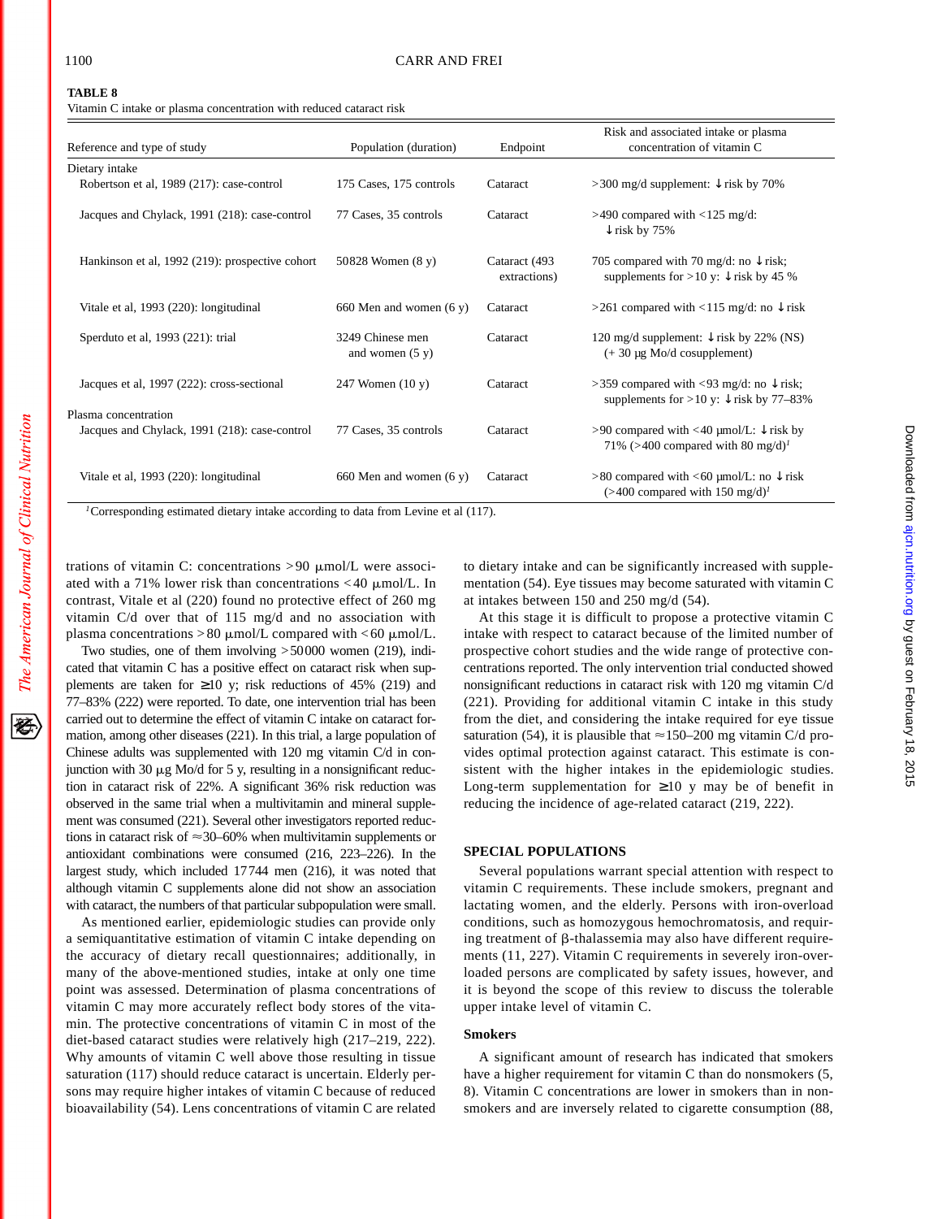**TABLE 8**
Vitamin C intake or plasma concentration with reduced cataract risk

| Reference and type of study | Population (duration) | Endpoint | Risk and associated intake or plasma concentration of vitamin C |
|---|---|---|---|
| Dietary intake | | | |
| Robertson et al, 1989 (217): case-control | 175 Cases, 175 controls | Cataract | >300 mg/d supplement: ↓risk by 70% |
| Jacques and Chylack, 1991 (218): case-control | 77 Cases, 35 controls | Cataract | >490 compared with <125 mg/d: ↓risk by 75% |
| Hankinson et al, 1992 (219): prospective cohort | 50828 Women (8 y) | Cataract (493 extractions) | 705 compared with 70 mg/d: no ↓risk; supplements for >10 y: ↓risk by 45 % |
| Vitale et al, 1993 (220): longitudinal | 660 Men and women (6 y) | Cataract | >261 compared with <115 mg/d: no ↓risk |
| Sperduto et al, 1993 (221): trial | 3249 Chinese men and women (5 y) | Cataract | 120 mg/d supplement: ↓risk by 22% (NS) (+ 30 μg Mo/d cosupplement) |
| Jacques et al, 1997 (222): cross-sectional | 247 Women (10 y) | Cataract | >359 compared with <93 mg/d: no ↓risk; supplements for >10 y: ↓risk by 77–83% |
| Plasma concentration | | | |
| Jacques and Chylack, 1991 (218): case-control | 77 Cases, 35 controls | Cataract | >90 compared with <40 μmol/L: ↓risk by 71% (>400 compared with 80 mg/d)[1] |
| Vitale et al, 1993 (220): longitudinal | 660 Men and women (6 y) | Cataract | >80 compared with <60 μmol/L: no ↓risk (>400 compared with 150 mg/d)[1] |

[1]Corresponding estimated dietary intake according to data from Levine et al (117).

trations of vitamin C: concentrations >90 μmol/L were associated with a 71% lower risk than concentrations <40 μmol/L. In contrast, Vitale et al (220) found no protective effect of 260 mg vitamin C/d over that of 115 mg/d and no association with plasma concentrations >80 μmol/L compared with <60 μmol/L.

Two studies, one of them involving >50000 women (219), indicated that vitamin C has a positive effect on cataract risk when supplements are taken for ≥10 y; risk reductions of 45% (219) and 77–83% (222) were reported. To date, one intervention trial has been carried out to determine the effect of vitamin C intake on cataract formation, among other diseases (221). In this trial, a large population of Chinese adults was supplemented with 120 mg vitamin C/d in conjunction with 30 μg Mo/d for 5 y, resulting in a nonsignificant reduction in cataract risk of 22%. A significant 36% risk reduction was observed in the same trial when a multivitamin and mineral supplement was consumed (221). Several other investigators reported reductions in cataract risk of ≈30–60% when multivitamin supplements or antioxidant combinations were consumed (216, 223–226). In the largest study, which included 17744 men (216), it was noted that although vitamin C supplements alone did not show an association with cataract, the numbers of that particular subpopulation were small.

As mentioned earlier, epidemiologic studies can provide only a semiquantitative estimation of vitamin C intake depending on the accuracy of dietary recall questionnaires; additionally, in many of the above-mentioned studies, intake at only one time point was assessed. Determination of plasma concentrations of vitamin C may more accurately reflect body stores of the vitamin. The protective concentrations of vitamin C in most of the diet-based cataract studies were relatively high (217–219, 222). Why amounts of vitamin C well above those resulting in tissue saturation (117) should reduce cataract is uncertain. Elderly persons may require higher intakes of vitamin C because of reduced bioavailability (54). Lens concentrations of vitamin C are related to dietary intake and can be significantly increased with supplementation (54). Eye tissues may become saturated with vitamin C at intakes between 150 and 250 mg/d (54).

At this stage it is difficult to propose a protective vitamin C intake with respect to cataract because of the limited number of prospective cohort studies and the wide range of protective concentrations reported. The only intervention trial conducted showed nonsignificant reductions in cataract risk with 120 mg vitamin C/d (221). Providing for additional vitamin C intake in this study from the diet, and considering the intake required for eye tissue saturation (54), it is plausible that ≈150–200 mg vitamin C/d provides optimal protection against cataract. This estimate is consistent with the higher intakes in the epidemiologic studies. Long-term supplementation for ≥10 y may be of benefit in reducing the incidence of age-related cataract (219, 222).

## SPECIAL POPULATIONS

Several populations warrant special attention with respect to vitamin C requirements. These include smokers, pregnant and lactating women, and the elderly. Persons with iron-overload conditions, such as homozygous hemochromatosis, and requiring treatment of β-thalassemia may also have different requirements (11, 227). Vitamin C requirements in severely iron-overloaded persons are complicated by safety issues, however, and it is beyond the scope of this review to discuss the tolerable upper intake level of vitamin C.

### Smokers

A significant amount of research has indicated that smokers have a higher requirement for vitamin C than do nonsmokers (5, 8). Vitamin C concentrations are lower in smokers than in nonsmokers and are inversely related to cigarette consumption (88,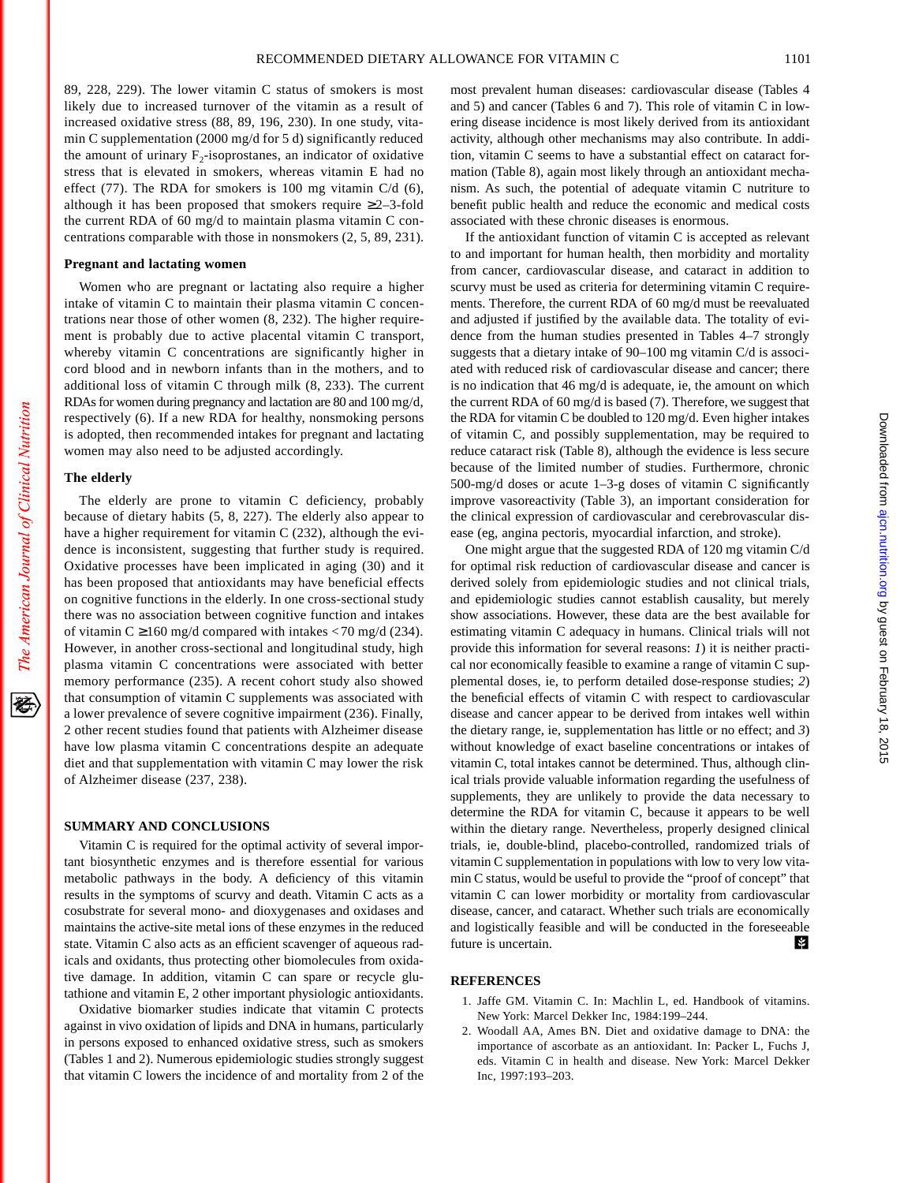89, 228, 229). The lower vitamin C status of smokers is most likely due to increased turnover of the vitamin as a result of increased oxidative stress (88, 89, 196, 230). In one study, vitamin C supplementation (2000 mg/d for 5 d) significantly reduced the amount of urinary $F_2$-isoprostanes, an indicator of oxidative stress that is elevated in smokers, whereas vitamin E had no effect (77). The RDA for smokers is 100 mg vitamin C/d (6), although it has been proposed that smokers require ≥2–3-fold the current RDA of 60 mg/d to maintain plasma vitamin C concentrations comparable with those in nonsmokers (2, 5, 89, 231).

### Pregnant and lactating women

Women who are pregnant or lactating also require a higher intake of vitamin C to maintain their plasma vitamin C concentrations near those of other women (8, 232). The higher requirement is probably due to active placental vitamin C transport, whereby vitamin C concentrations are significantly higher in cord blood and in newborn infants than in the mothers, and to additional loss of vitamin C through milk (8, 233). The current RDAs for women during pregnancy and lactation are 80 and 100 mg/d, respectively (6). If a new RDA for healthy, nonsmoking persons is adopted, then recommended intakes for pregnant and lactating women may also need to be adjusted accordingly.

### The elderly

The elderly are prone to vitamin C deficiency, probably because of dietary habits (5, 8, 227). The elderly also appear to have a higher requirement for vitamin C (232), although the evidence is inconsistent, suggesting that further study is required. Oxidative processes have been implicated in aging (30) and it has been proposed that antioxidants may have beneficial effects on cognitive functions in the elderly. In one cross-sectional study there was no association between cognitive function and intakes of vitamin C ≥160 mg/d compared with intakes < 70 mg/d (234). However, in another cross-sectional and longitudinal study, high plasma vitamin C concentrations were associated with better memory performance (235). A recent cohort study also showed that consumption of vitamin C supplements was associated with a lower prevalence of severe cognitive impairment (236). Finally, 2 other recent studies found that patients with Alzheimer disease have low plasma vitamin C concentrations despite an adequate diet and that supplementation with vitamin C may lower the risk of Alzheimer disease (237, 238).

## SUMMARY AND CONCLUSIONS

Vitamin C is required for the optimal activity of several important biosynthetic enzymes and is therefore essential for various metabolic pathways in the body. A deficiency of this vitamin results in the symptoms of scurvy and death. Vitamin C acts as a cosubstrate for several mono- and dioxygenases and oxidases and maintains the active-site metal ions of these enzymes in the reduced state. Vitamin C also acts as an efficient scavenger of aqueous radicals and oxidants, thus protecting other biomolecules from oxidative damage. In addition, vitamin C can spare or recycle glutathione and vitamin E, 2 other important physiologic antioxidants.

Oxidative biomarker studies indicate that vitamin C protects against in vivo oxidation of lipids and DNA in humans, particularly in persons exposed to enhanced oxidative stress, such as smokers (Tables 1 and 2). Numerous epidemiologic studies strongly suggest that vitamin C lowers the incidence of and mortality from 2 of the most prevalent human diseases: cardiovascular disease (Tables 4 and 5) and cancer (Tables 6 and 7). This role of vitamin C in lowering disease incidence is most likely derived from its antioxidant activity, although other mechanisms may also contribute. In addition, vitamin C seems to have a substantial effect on cataract formation (Table 8), again most likely through an antioxidant mechanism. As such, the potential of adequate vitamin C nutriture to benefit public health and reduce the economic and medical costs associated with these chronic diseases is enormous.

If the antioxidant function of vitamin C is accepted as relevant to and important for human health, then morbidity and mortality from cancer, cardiovascular disease, and cataract in addition to scurvy must be used as criteria for determining vitamin C requirements. Therefore, the current RDA of 60 mg/d must be reevaluated and adjusted if justified by the available data. The totality of evidence from the human studies presented in Tables 4–7 strongly suggests that a dietary intake of 90–100 mg vitamin C/d is associated with reduced risk of cardiovascular disease and cancer; there is no indication that 46 mg/d is adequate, ie, the amount on which the current RDA of 60 mg/d is based (7). Therefore, we suggest that the RDA for vitamin C be doubled to 120 mg/d. Even higher intakes of vitamin C, and possibly supplementation, may be required to reduce cataract risk (Table 8), although the evidence is less secure because of the limited number of studies. Furthermore, chronic 500-mg/d doses or acute 1–3-g doses of vitamin C significantly improve vasoreactivity (Table 3), an important consideration for the clinical expression of cardiovascular and cerebrovascular disease (eg, angina pectoris, myocardial infarction, and stroke).

One might argue that the suggested RDA of 120 mg vitamin C/d for optimal risk reduction of cardiovascular disease and cancer is derived solely from epidemiologic studies and not clinical trials, and epidemiologic studies cannot establish causality, but merely show associations. However, these data are the best available for estimating vitamin C adequacy in humans. Clinical trials will not provide this information for several reasons: *1*) it is neither practical nor economically feasible to examine a range of vitamin C supplemental doses, ie, to perform detailed dose-response studies; *2*) the beneficial effects of vitamin C with respect to cardiovascular disease and cancer appear to be derived from intakes well within the dietary range, ie, supplementation has little or no effect; and *3*) without knowledge of exact baseline concentrations or intakes of vitamin C, total intakes cannot be determined. Thus, although clinical trials provide valuable information regarding the usefulness of supplements, they are unlikely to provide the data necessary to determine the RDA for vitamin C, because it appears to be well within the dietary range. Nevertheless, properly designed clinical trials, ie, double-blind, placebo-controlled, randomized trials of vitamin C supplementation in populations with low to very low vitamin C status, would be useful to provide the "proof of concept" that vitamin C can lower morbidity or mortality from cardiovascular disease, cancer, and cataract. Whether such trials are economically and logistically feasible and will be conducted in the foreseeable future is uncertain.

## REFERENCES

1. Jaffe GM. Vitamin C. In: Machlin L, ed. Handbook of vitamins. New York: Marcel Dekker Inc, 1984:199–244.
2. Woodall AA, Ames BN. Diet and oxidative damage to DNA: the importance of ascorbate as an antioxidant. In: Packer L, Fuchs J, eds. Vitamin C in health and disease. New York: Marcel Dekker Inc, 1997:193–203.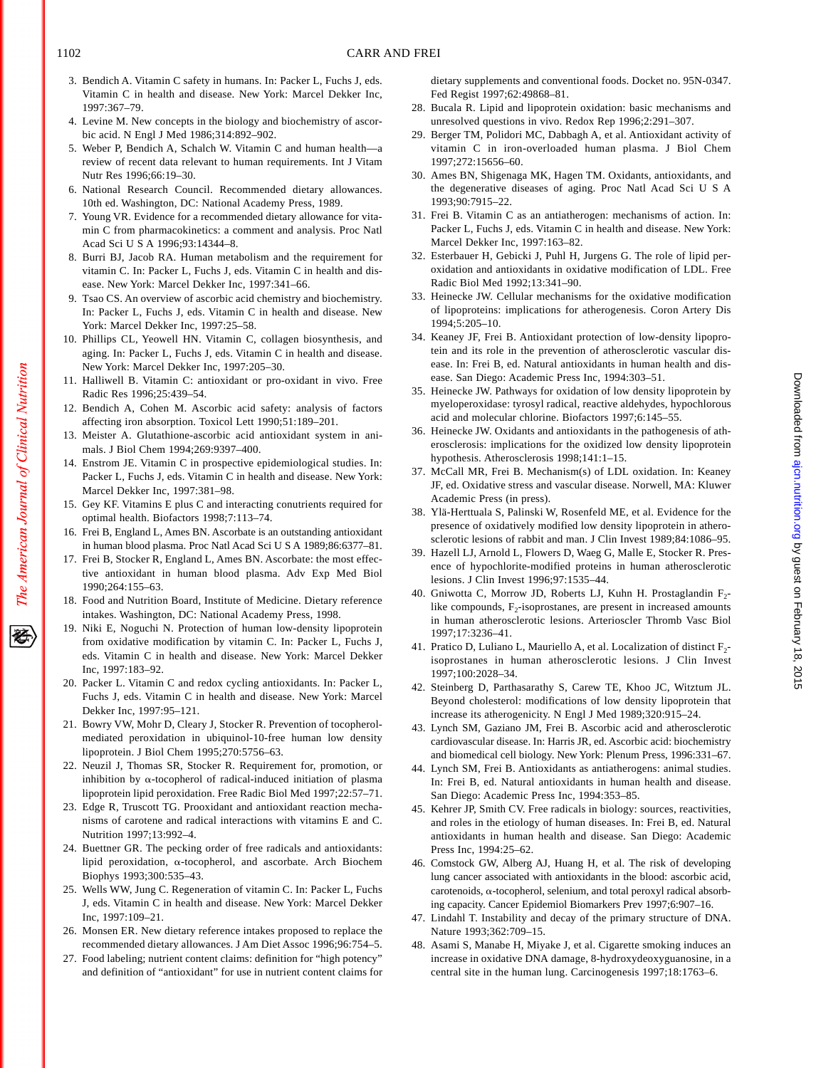3. Bendich A. Vitamin C safety in humans. In: Packer L, Fuchs J, eds. Vitamin C in health and disease. New York: Marcel Dekker Inc, 1997:367–79.
4. Levine M. New concepts in the biology and biochemistry of ascorbic acid. N Engl J Med 1986;314:892–902.
5. Weber P, Bendich A, Schalch W. Vitamin C and human health—a review of recent data relevant to human requirements. Int J Vitam Nutr Res 1996;66:19–30.
6. National Research Council. Recommended dietary allowances. 10th ed. Washington, DC: National Academy Press, 1989.
7. Young VR. Evidence for a recommended dietary allowance for vitamin C from pharmacokinetics: a comment and analysis. Proc Natl Acad Sci U S A 1996;93:14344–8.
8. Burri BJ, Jacob RA. Human metabolism and the requirement for vitamin C. In: Packer L, Fuchs J, eds. Vitamin C in health and disease. New York: Marcel Dekker Inc, 1997:341–66.
9. Tsao CS. An overview of ascorbic acid chemistry and biochemistry. In: Packer L, Fuchs J, eds. Vitamin C in health and disease. New York: Marcel Dekker Inc, 1997:25–58.
10. Phillips CL, Yeowell HN. Vitamin C, collagen biosynthesis, and aging. In: Packer L, Fuchs J, eds. Vitamin C in health and disease. New York: Marcel Dekker Inc, 1997:205–30.
11. Halliwell B. Vitamin C: antioxidant or pro-oxidant in vivo. Free Radic Res 1996;25:439–54.
12. Bendich A, Cohen M. Ascorbic acid safety: analysis of factors affecting iron absorption. Toxicol Lett 1990;51:189–201.
13. Meister A. Glutathione-ascorbic acid antioxidant system in animals. J Biol Chem 1994;269:9397–400.
14. Enstrom JE. Vitamin C in prospective epidemiological studies. In: Packer L, Fuchs J, eds. Vitamin C in health and disease. New York: Marcel Dekker Inc, 1997:381–98.
15. Gey KF. Vitamins E plus C and interacting conutrients required for optimal health. Biofactors 1998;7:113–74.
16. Frei B, England L, Ames BN. Ascorbate is an outstanding antioxidant in human blood plasma. Proc Natl Acad Sci U S A 1989;86:6377–81.
17. Frei B, Stocker R, England L, Ames BN. Ascorbate: the most effective antioxidant in human blood plasma. Adv Exp Med Biol 1990;264:155–63.
18. Food and Nutrition Board, Institute of Medicine. Dietary reference intakes. Washington, DC: National Academy Press, 1998.
19. Niki E, Noguchi N. Protection of human low-density lipoprotein from oxidative modification by vitamin C. In: Packer L, Fuchs J, eds. Vitamin C in health and disease. New York: Marcel Dekker Inc, 1997:183–92.
20. Packer L. Vitamin C and redox cycling antioxidants. In: Packer L, Fuchs J, eds. Vitamin C in health and disease. New York: Marcel Dekker Inc, 1997:95–121.
21. Bowry VW, Mohr D, Cleary J, Stocker R. Prevention of tocopherol-mediated peroxidation in ubiquinol-10-free human low density lipoprotein. J Biol Chem 1995;270:5756–63.
22. Neuzil J, Thomas SR, Stocker R. Requirement for, promotion, or inhibition by α-tocopherol of radical-induced initiation of plasma lipoprotein lipid peroxidation. Free Radic Biol Med 1997;22:57–71.
23. Edge R, Truscott TG. Prooxidant and antioxidant reaction mechanisms of carotene and radical interactions with vitamins E and C. Nutrition 1997;13:992–4.
24. Buettner GR. The pecking order of free radicals and antioxidants: lipid peroxidation, α-tocopherol, and ascorbate. Arch Biochem Biophys 1993;300:535–43.
25. Wells WW, Jung C. Regeneration of vitamin C. In: Packer L, Fuchs J, eds. Vitamin C in health and disease. New York: Marcel Dekker Inc, 1997:109–21.
26. Monsen ER. New dietary reference intakes proposed to replace the recommended dietary allowances. J Am Diet Assoc 1996;96:754–5.
27. Food labeling; nutrient content claims: definition for "high potency" and definition of "antioxidant" for use in nutrient content claims for dietary supplements and conventional foods. Docket no. 95N-0347. Fed Regist 1997;62:49868–81.
28. Bucala R. Lipid and lipoprotein oxidation: basic mechanisms and unresolved questions in vivo. Redox Rep 1996;2:291–307.
29. Berger TM, Polidori MC, Dabbagh A, et al. Antioxidant activity of vitamin C in iron-overloaded human plasma. J Biol Chem 1997;272:15656–60.
30. Ames BN, Shigenaga MK, Hagen TM. Oxidants, antioxidants, and the degenerative diseases of aging. Proc Natl Acad Sci U S A 1993;90:7915–22.
31. Frei B. Vitamin C as an antiatherogen: mechanisms of action. In: Packer L, Fuchs J, eds. Vitamin C in health and disease. New York: Marcel Dekker Inc, 1997:163–82.
32. Esterbauer H, Gebicki J, Puhl H, Jurgens G. The role of lipid peroxidation and antioxidants in oxidative modification of LDL. Free Radic Biol Med 1992;13:341–90.
33. Heinecke JW. Cellular mechanisms for the oxidative modification of lipoproteins: implications for atherogenesis. Coron Artery Dis 1994;5:205–10.
34. Keaney JF, Frei B. Antioxidant protection of low-density lipoprotein and its role in the prevention of atherosclerotic vascular disease. In: Frei B, ed. Natural antioxidants in human health and disease. San Diego: Academic Press Inc, 1994:303–51.
35. Heinecke JW. Pathways for oxidation of low density lipoprotein by myeloperoxidase: tyrosyl radical, reactive aldehydes, hypochlorous acid and molecular chlorine. Biofactors 1997;6:145–55.
36. Heinecke JW. Oxidants and antioxidants in the pathogenesis of atherosclerosis: implications for the oxidized low density lipoprotein hypothesis. Atherosclerosis 1998;141:1–15.
37. McCall MR, Frei B. Mechanism(s) of LDL oxidation. In: Keaney JF, ed. Oxidative stress and vascular disease. Norwell, MA: Kluwer Academic Press (in press).
38. Ylä-Herttuala S, Palinski W, Rosenfeld ME, et al. Evidence for the presence of oxidatively modified low density lipoprotein in atherosclerotic lesions of rabbit and man. J Clin Invest 1989;84:1086–95.
39. Hazell LJ, Arnold L, Flowers D, Waeg G, Malle E, Stocker R. Presence of hypochlorite-modified proteins in human atherosclerotic lesions. J Clin Invest 1996;97:1535–44.
40. Gniwotta C, Morrow JD, Roberts LJ, Kuhn H. Prostaglandin $F_2$-like compounds, $F_2$-isoprostanes, are present in increased amounts in human atherosclerotic lesions. Arterioscler Thromb Vasc Biol 1997;17:3236–41.
41. Pratico D, Luliano L, Mauriello A, et al. Localization of distinct $F_2$-isoprostanes in human atherosclerotic lesions. J Clin Invest 1997;100:2028–34.
42. Steinberg D, Parthasarathy S, Carew TE, Khoo JC, Witztum JL. Beyond cholesterol: modifications of low density lipoprotein that increase its atherogenicity. N Engl J Med 1989;320:915–24.
43. Lynch SM, Gaziano JM, Frei B. Ascorbic acid and atherosclerotic cardiovascular disease. In: Harris JR, ed. Ascorbic acid: biochemistry and biomedical cell biology. New York: Plenum Press, 1996:331–67.
44. Lynch SM, Frei B. Antioxidants as antiatherogens: animal studies. In: Frei B, ed. Natural antioxidants in human health and disease. San Diego: Academic Press Inc, 1994:353–85.
45. Kehrer JP, Smith CV. Free radicals in biology: sources, reactivities, and roles in the etiology of human diseases. In: Frei B, ed. Natural antioxidants in human health and disease. San Diego: Academic Press Inc, 1994:25–62.
46. Comstock GW, Alberg AJ, Huang H, et al. The risk of developing lung cancer associated with antioxidants in the blood: ascorbic acid, carotenoids, α-tocopherol, selenium, and total peroxyl radical absorbing capacity. Cancer Epidemiol Biomarkers Prev 1997;6:907–16.
47. Lindahl T. Instability and decay of the primary structure of DNA. Nature 1993;362:709–15.
48. Asami S, Manabe H, Miyake J, et al. Cigarette smoking induces an increase in oxidative DNA damage, 8-hydroxydeoxyguanosine, in a central site in the human lung. Carcinogenesis 1997;18:1763–6.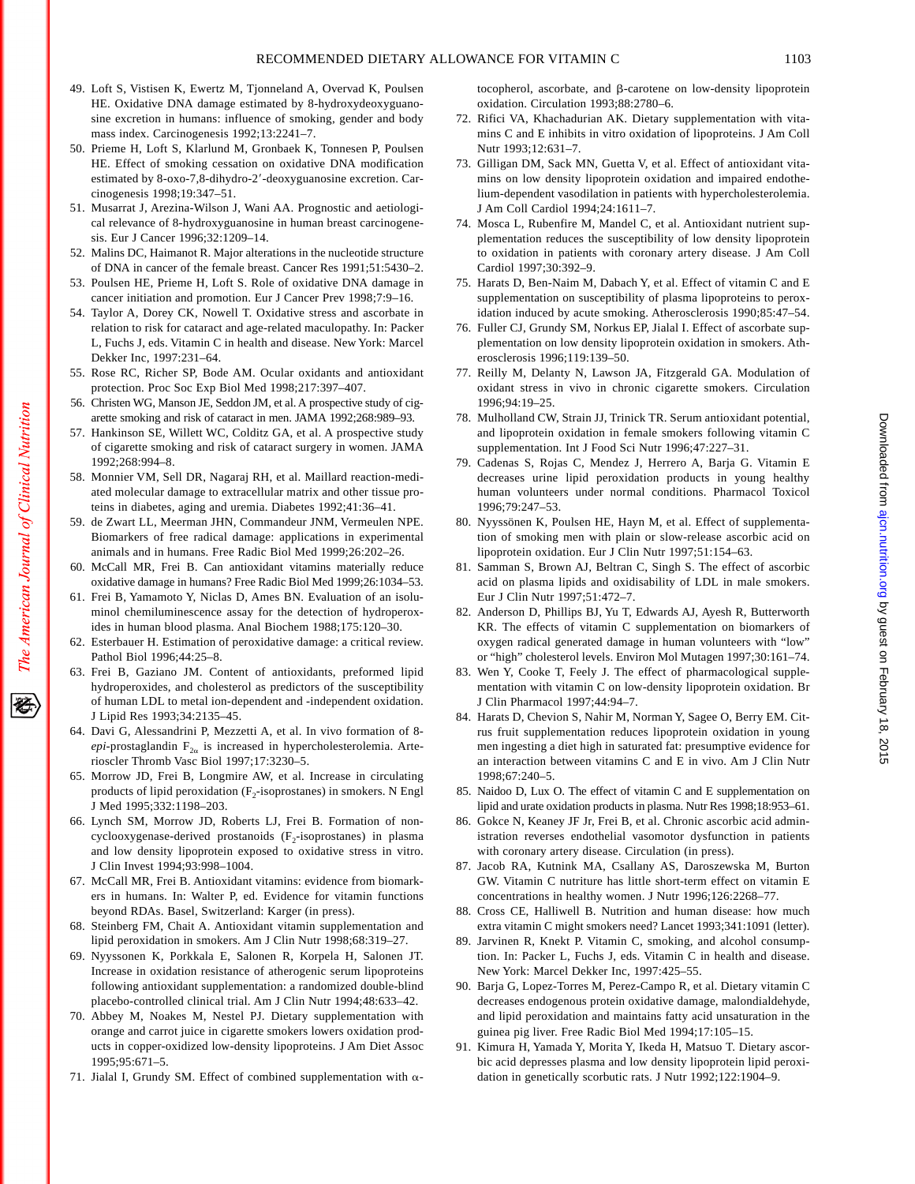49. Loft S, Vistisen K, Ewertz M, Tjonneland A, Overvad K, Poulsen HE. Oxidative DNA damage estimated by 8-hydroxydeoxyguanosine excretion in humans: influence of smoking, gender and body mass index. Carcinogenesis 1992;13:2241–7.
50. Prieme H, Loft S, Klarlund M, Gronbaek K, Tonnesen P, Poulsen HE. Effect of smoking cessation on oxidative DNA modification estimated by 8-oxo-7,8-dihydro-2′-deoxyguanosine excretion. Carcinogenesis 1998;19:347–51.
51. Musarrat J, Arezina-Wilson J, Wani AA. Prognostic and aetiological relevance of 8-hydroxyguanosine in human breast carcinogenesis. Eur J Cancer 1996;32:1209–14.
52. Malins DC, Haimanot R. Major alterations in the nucleotide structure of DNA in cancer of the female breast. Cancer Res 1991;51:5430–2.
53. Poulsen HE, Prieme H, Loft S. Role of oxidative DNA damage in cancer initiation and promotion. Eur J Cancer Prev 1998;7:9–16.
54. Taylor A, Dorey CK, Nowell T. Oxidative stress and ascorbate in relation to risk for cataract and age-related maculopathy. In: Packer L, Fuchs J, eds. Vitamin C in health and disease. New York: Marcel Dekker Inc, 1997:231–64.
55. Rose RC, Richer SP, Bode AM. Ocular oxidants and antioxidant protection. Proc Soc Exp Biol Med 1998;217:397–407.
56. Christen WG, Manson JE, Seddon JM, et al. A prospective study of cigarette smoking and risk of cataract in men. JAMA 1992;268:989–93.
57. Hankinson SE, Willett WC, Colditz GA, et al. A prospective study of cigarette smoking and risk of cataract surgery in women. JAMA 1992;268:994–8.
58. Monnier VM, Sell DR, Nagaraj RH, et al. Maillard reaction-mediated molecular damage to extracellular matrix and other tissue proteins in diabetes, aging and uremia. Diabetes 1992;41:36–41.
59. de Zwart LL, Meerman JHN, Commandeur JNM, Vermeulen NPE. Biomarkers of free radical damage: applications in experimental animals and in humans. Free Radic Biol Med 1999;26:202–26.
60. McCall MR, Frei B. Can antioxidant vitamins materially reduce oxidative damage in humans? Free Radic Biol Med 1999;26:1034–53.
61. Frei B, Yamamoto Y, Niclas D, Ames BN. Evaluation of an isoluminol chemiluminescence assay for the detection of hydroperoxides in human blood plasma. Anal Biochem 1988;175:120–30.
62. Esterbauer H. Estimation of peroxidative damage: a critical review. Pathol Biol 1996;44:25–8.
63. Frei B, Gaziano JM. Content of antioxidants, preformed lipid hydroperoxides, and cholesterol as predictors of the susceptibility of human LDL to metal ion-dependent and -independent oxidation. J Lipid Res 1993;34:2135–45.
64. Davi G, Alessandrini P, Mezzetti A, et al. In vivo formation of 8-*epi*-prostaglandin $F_{2\alpha}$ is increased in hypercholesterolemia. Arterioscler Thromb Vasc Biol 1997;17:3230–5.
65. Morrow JD, Frei B, Longmire AW, et al. Increase in circulating products of lipid peroxidation ($F_2$-isoprostanes) in smokers. N Engl J Med 1995;332:1198–203.
66. Lynch SM, Morrow JD, Roberts LJ, Frei B. Formation of non-cyclooxygenase-derived prostanoids ($F_2$-isoprostanes) in plasma and low density lipoprotein exposed to oxidative stress in vitro. J Clin Invest 1994;93:998–1004.
67. McCall MR, Frei B. Antioxidant vitamins: evidence from biomarkers in humans. In: Walter P, ed. Evidence for vitamin functions beyond RDAs. Basel, Switzerland: Karger (in press).
68. Steinberg FM, Chait A. Antioxidant vitamin supplementation and lipid peroxidation in smokers. Am J Clin Nutr 1998;68:319–27.
69. Nyyssonen K, Porkkala E, Salonen R, Korpela H, Salonen JT. Increase in oxidation resistance of atherogenic serum lipoproteins following antioxidant supplementation: a randomized double-blind placebo-controlled clinical trial. Am J Clin Nutr 1994;48:633–42.
70. Abbey M, Noakes M, Nestel PJ. Dietary supplementation with orange and carrot juice in cigarette smokers lowers oxidation products in copper-oxidized low-density lipoproteins. J Am Diet Assoc 1995;95:671–5.
71. Jialal I, Grundy SM. Effect of combined supplementation with α-tocopherol, ascorbate, and β-carotene on low-density lipoprotein oxidation. Circulation 1993;88:2780–6.
72. Rifici VA, Khachadurian AK. Dietary supplementation with vitamins C and E inhibits in vitro oxidation of lipoproteins. J Am Coll Nutr 1993;12:631–7.
73. Gilligan DM, Sack MN, Guetta V, et al. Effect of antioxidant vitamins on low density lipoprotein oxidation and impaired endothelium-dependent vasodilation in patients with hypercholesterolemia. J Am Coll Cardiol 1994;24:1611–7.
74. Mosca L, Rubenfire M, Mandel C, et al. Antioxidant nutrient supplementation reduces the susceptibility of low density lipoprotein to oxidation in patients with coronary artery disease. J Am Coll Cardiol 1997;30:392–9.
75. Harats D, Ben-Naim M, Dabach Y, et al. Effect of vitamin C and E supplementation on susceptibility of plasma lipoproteins to peroxidation induced by acute smoking. Atherosclerosis 1990;85:47–54.
76. Fuller CJ, Grundy SM, Norkus EP, Jialal I. Effect of ascorbate supplementation on low density lipoprotein oxidation in smokers. Atherosclerosis 1996;119:139–50.
77. Reilly M, Delanty N, Lawson JA, Fitzgerald GA. Modulation of oxidant stress in vivo in chronic cigarette smokers. Circulation 1996;94:19–25.
78. Mulholland CW, Strain JJ, Trinick TR. Serum antioxidant potential, and lipoprotein oxidation in female smokers following vitamin C supplementation. Int J Food Sci Nutr 1996;47:227–31.
79. Cadenas S, Rojas C, Mendez J, Herrero A, Barja G. Vitamin E decreases urine lipid peroxidation products in young healthy human volunteers under normal conditions. Pharmacol Toxicol 1996;79:247–53.
80. Nyyssönen K, Poulsen HE, Hayn M, et al. Effect of supplementation of smoking men with plain or slow-release ascorbic acid on lipoprotein oxidation. Eur J Clin Nutr 1997;51:154–63.
81. Samman S, Brown AJ, Beltran C, Singh S. The effect of ascorbic acid on plasma lipids and oxidisability of LDL in male smokers. Eur J Clin Nutr 1997;51:472–7.
82. Anderson D, Phillips BJ, Yu T, Edwards AJ, Ayesh R, Butterworth KR. The effects of vitamin C supplementation on biomarkers of oxygen radical generated damage in human volunteers with "low" or "high" cholesterol levels. Environ Mol Mutagen 1997;30:161–74.
83. Wen Y, Cooke T, Feely J. The effect of pharmacological supplementation with vitamin C on low-density lipoprotein oxidation. Br J Clin Pharmacol 1997;44:94–7.
84. Harats D, Chevion S, Nahir M, Norman Y, Sagee O, Berry EM. Citrus fruit supplementation reduces lipoprotein oxidation in young men ingesting a diet high in saturated fat: presumptive evidence for an interaction between vitamins C and E in vivo. Am J Clin Nutr 1998;67:240–5.
85. Naidoo D, Lux O. The effect of vitamin C and E supplementation on lipid and urate oxidation products in plasma. Nutr Res 1998;18:953–61.
86. Gokce N, Keaney JF Jr, Frei B, et al. Chronic ascorbic acid administration reverses endothelial vasomotor dysfunction in patients with coronary artery disease. Circulation (in press).
87. Jacob RA, Kutnink MA, Csallany AS, Daroszewska M, Burton GW. Vitamin C nutriture has little short-term effect on vitamin E concentrations in healthy women. J Nutr 1996;126:2268–77.
88. Cross CE, Halliwell B. Nutrition and human disease: how much extra vitamin C might smokers need? Lancet 1993;341:1091 (letter).
89. Jarvinen R, Knekt P. Vitamin C, smoking, and alcohol consumption. In: Packer L, Fuchs J, eds. Vitamin C in health and disease. New York: Marcel Dekker Inc, 1997:425–55.
90. Barja G, Lopez-Torres M, Perez-Campo R, et al. Dietary vitamin C decreases endogenous protein oxidative damage, malondialdehyde, and lipid peroxidation and maintains fatty acid unsaturation in the guinea pig liver. Free Radic Biol Med 1994;17:105–15.
91. Kimura H, Yamada Y, Morita Y, Ikeda H, Matsuo T. Dietary ascorbic acid depresses plasma and low density lipoprotein lipid peroxidation in genetically scorbutic rats. J Nutr 1992;122:1904–9.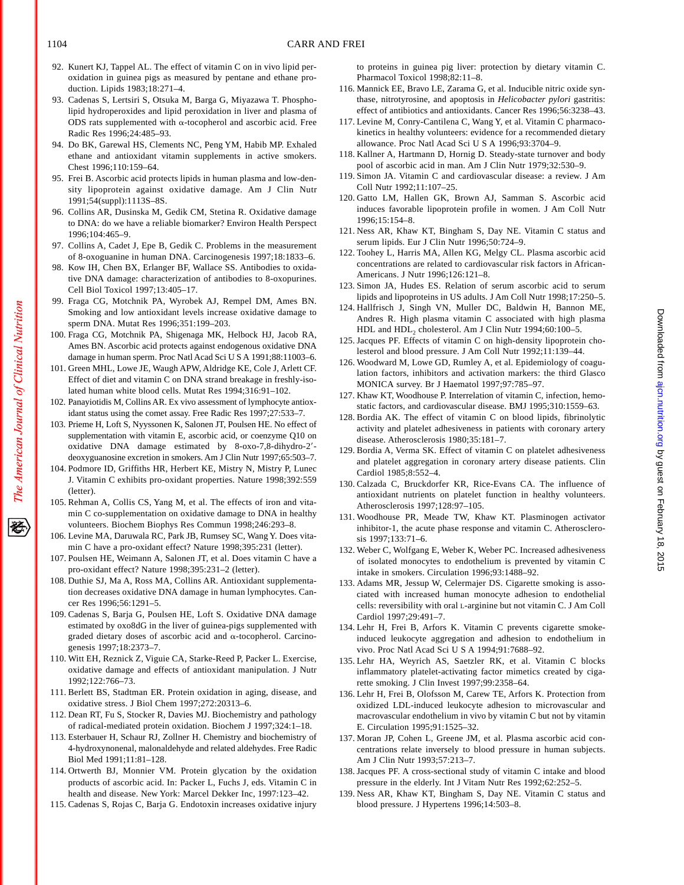92. Kunert KJ, Tappel AL. The effect of vitamin C on in vivo lipid peroxidation in guinea pigs as measured by pentane and ethane production. Lipids 1983;18:271–4.
93. Cadenas S, Lertsiri S, Otsuka M, Barga G, Miyazawa T. Phospholipid hydroperoxides and lipid peroxidation in liver and plasma of ODS rats supplemented with α-tocopherol and ascorbic acid. Free Radic Res 1996;24:485–93.
94. Do BK, Garewal HS, Clements NC, Peng YM, Habib MP. Exhaled ethane and antioxidant vitamin supplements in active smokers. Chest 1996;110:159–64.
95. Frei B. Ascorbic acid protects lipids in human plasma and low-density lipoprotein against oxidative damage. Am J Clin Nutr 1991;54(suppl):1113S–8S.
96. Collins AR, Dusinska M, Gedik CM, Stetina R. Oxidative damage to DNA: do we have a reliable biomarker? Environ Health Perspect 1996;104:465–9.
97. Collins A, Cadet J, Epe B, Gedik C. Problems in the measurement of 8-oxoguanine in human DNA. Carcinogenesis 1997;18:1833–6.
98. Kow IH, Chen BX, Erlanger BF, Wallace SS. Antibodies to oxidative DNA damage: characterization of antibodies to 8-oxopurines. Cell Biol Toxicol 1997;13:405–17.
99. Fraga CG, Motchnik PA, Wyrobek AJ, Rempel DM, Ames BN. Smoking and low antioxidant levels increase oxidative damage to sperm DNA. Mutat Res 1996;351:199–203.
100. Fraga CG, Motchnik PA, Shigenaga MK, Helbock HJ, Jacob RA, Ames BN. Ascorbic acid protects against endogenous oxidative DNA damage in human sperm. Proc Natl Acad Sci U S A 1991;88:11003–6.
101. Green MHL, Lowe JE, Waugh APW, Aldridge KE, Cole J, Arlett CF. Effect of diet and vitamin C on DNA strand breakage in freshly-isolated human white blood cells. Mutat Res 1994;316:91–102.
102. Panayiotidis M, Collins AR. Ex vivo assessment of lymphocyte antioxidant status using the comet assay. Free Radic Res 1997;27:533–7.
103. Prieme H, Loft S, Nyyssonen K, Salonen JT, Poulsen HE. No effect of supplementation with vitamin E, ascorbic acid, or coenzyme Q10 on oxidative DNA damage estimated by 8-oxo-7,8-dihydro-2′-deoxyguanosine excretion in smokers. Am J Clin Nutr 1997;65:503–7.
104. Podmore ID, Griffiths HR, Herbert KE, Mistry N, Mistry P, Lunec J. Vitamin C exhibits pro-oxidant properties. Nature 1998;392:559 (letter).
105. Rehman A, Collis CS, Yang M, et al. The effects of iron and vitamin C co-supplementation on oxidative damage to DNA in healthy volunteers. Biochem Biophys Res Commun 1998;246:293–8.
106. Levine MA, Daruwala RC, Park JB, Rumsey SC, Wang Y. Does vitamin C have a pro-oxidant effect? Nature 1998;395:231 (letter).
107. Poulsen HE, Weimann A, Salonen JT, et al. Does vitamin C have a pro-oxidant effect? Nature 1998;395:231–2 (letter).
108. Duthie SJ, Ma A, Ross MA, Collins AR. Antioxidant supplementation decreases oxidative DNA damage in human lymphocytes. Cancer Res 1996;56:1291–5.
109. Cadenas S, Barja G, Poulsen HE, Loft S. Oxidative DNA damage estimated by oxo8dG in the liver of guinea-pigs supplemented with graded dietary doses of ascorbic acid and α-tocopherol. Carcinogenesis 1997;18:2373–7.
110. Witt EH, Reznick Z, Viguie CA, Starke-Reed P, Packer L. Exercise, oxidative damage and effects of antioxidant manipulation. J Nutr 1992;122:766–73.
111. Berlett BS, Stadtman ER. Protein oxidation in aging, disease, and oxidative stress. J Biol Chem 1997;272:20313–6.
112. Dean RT, Fu S, Stocker R, Davies MJ. Biochemistry and pathology of radical-mediated protein oxidation. Biochem J 1997;324:1–18.
113. Esterbauer H, Schaur RJ, Zollner H. Chemistry and biochemistry of 4-hydroxynonenal, malonaldehyde and related aldehydes. Free Radic Biol Med 1991;11:81–128.
114. Ortwerth BJ, Monnier VM. Protein glycation by the oxidation products of ascorbic acid. In: Packer L, Fuchs J, eds. Vitamin C in health and disease. New York: Marcel Dekker Inc, 1997:123–42.
115. Cadenas S, Rojas C, Barja G. Endotoxin increases oxidative injury to proteins in guinea pig liver: protection by dietary vitamin C. Pharmacol Toxicol 1998;82:11–8.
116. Mannick EE, Bravo LE, Zarama G, et al. Inducible nitric oxide synthase, nitrotyrosine, and apoptosis in *Helicobacter pylori* gastritis: effect of antibiotics and antioxidants. Cancer Res 1996;56:3238–43.
117. Levine M, Conry-Cantilena C, Wang Y, et al. Vitamin C pharmacokinetics in healthy volunteers: evidence for a recommended dietary allowance. Proc Natl Acad Sci U S A 1996;93:3704–9.
118. Kallner A, Hartmann D, Hornig D. Steady-state turnover and body pool of ascorbic acid in man. Am J Clin Nutr 1979;32:530–9.
119. Simon JA. Vitamin C and cardiovascular disease: a review. J Am Coll Nutr 1992;11:107–25.
120. Gatto LM, Hallen GK, Brown AJ, Samman S. Ascorbic acid induces favorable lipoprotein profile in women. J Am Coll Nutr 1996;15:154–8.
121. Ness AR, Khaw KT, Bingham S, Day NE. Vitamin C status and serum lipids. Eur J Clin Nutr 1996;50:724–9.
122. Toohey L, Harris MA, Allen KG, Melgy CL. Plasma ascorbic acid concentrations are related to cardiovascular risk factors in African-Americans. J Nutr 1996;126:121–8.
123. Simon JA, Hudes ES. Relation of serum ascorbic acid to serum lipids and lipoproteins in US adults. J Am Coll Nutr 1998;17:250–5.
124. Hallfrisch J, Singh VN, Muller DC, Baldwin H, Bannon ME, Andres R. High plasma vitamin C associated with high plasma HDL and $HDL_2$ cholesterol. Am J Clin Nutr 1994;60:100–5.
125. Jacques PF. Effects of vitamin C on high-density lipoprotein cholesterol and blood pressure. J Am Coll Nutr 1992;11:139–44.
126. Woodward M, Lowe GD, Rumley A, et al. Epidemiology of coagulation factors, inhibitors and activation markers: the third Glasco MONICA survey. Br J Haematol 1997;97:785–97.
127. Khaw KT, Woodhouse P. Interrelation of vitamin C, infection, hemostatic factors, and cardiovascular disease. BMJ 1995;310:1559–63.
128. Bordia AK. The effect of vitamin C on blood lipids, fibrinolytic activity and platelet adhesiveness in patients with coronary artery disease. Atherosclerosis 1980;35:181–7.
129. Bordia A, Verma SK. Effect of vitamin C on platelet adhesiveness and platelet aggregation in coronary artery disease patients. Clin Cardiol 1985;8:552–4.
130. Calzada C, Bruckdorfer KR, Rice-Evans CA. The influence of antioxidant nutrients on platelet function in healthy volunteers. Atherosclerosis 1997;128:97–105.
131. Woodhouse PR, Meade TW, Khaw KT. Plasminogen activator inhibitor-1, the acute phase response and vitamin C. Atherosclerosis 1997;133:71–6.
132. Weber C, Wolfgang E, Weber K, Weber PC. Increased adhesiveness of isolated monocytes to endothelium is prevented by vitamin C intake in smokers. Circulation 1996;93:1488–92.
133. Adams MR, Jessup W, Celermajer DS. Cigarette smoking is associated with increased human monocyte adhesion to endothelial cells: reversibility with oral L-arginine but not vitamin C. J Am Coll Cardiol 1997;29:491–7.
134. Lehr H, Frei B, Arfors K. Vitamin C prevents cigarette smoke-induced leukocyte aggregation and adhesion to endothelium in vivo. Proc Natl Acad Sci U S A 1994;91:7688–92.
135. Lehr HA, Weyrich AS, Saetzler RK, et al. Vitamin C blocks inflammatory platelet-activating factor mimetics created by cigarette smoking. J Clin Invest 1997;99:2358–64.
136. Lehr H, Frei B, Olofsson M, Carew TE, Arfors K. Protection from oxidized LDL-induced leukocyte adhesion to microvascular and macrovascular endothelium in vivo by vitamin C but not by vitamin E. Circulation 1995;91:1525–32.
137. Moran JP, Cohen L, Greene JM, et al. Plasma ascorbic acid concentrations relate inversely to blood pressure in human subjects. Am J Clin Nutr 1993;57:213–7.
138. Jacques PF. A cross-sectional study of vitamin C intake and blood pressure in the elderly. Int J Vitam Nutr Res 1992;62:252–5.
139. Ness AR, Khaw KT, Bingham S, Day NE. Vitamin C status and blood pressure. J Hypertens 1996;14:503–8.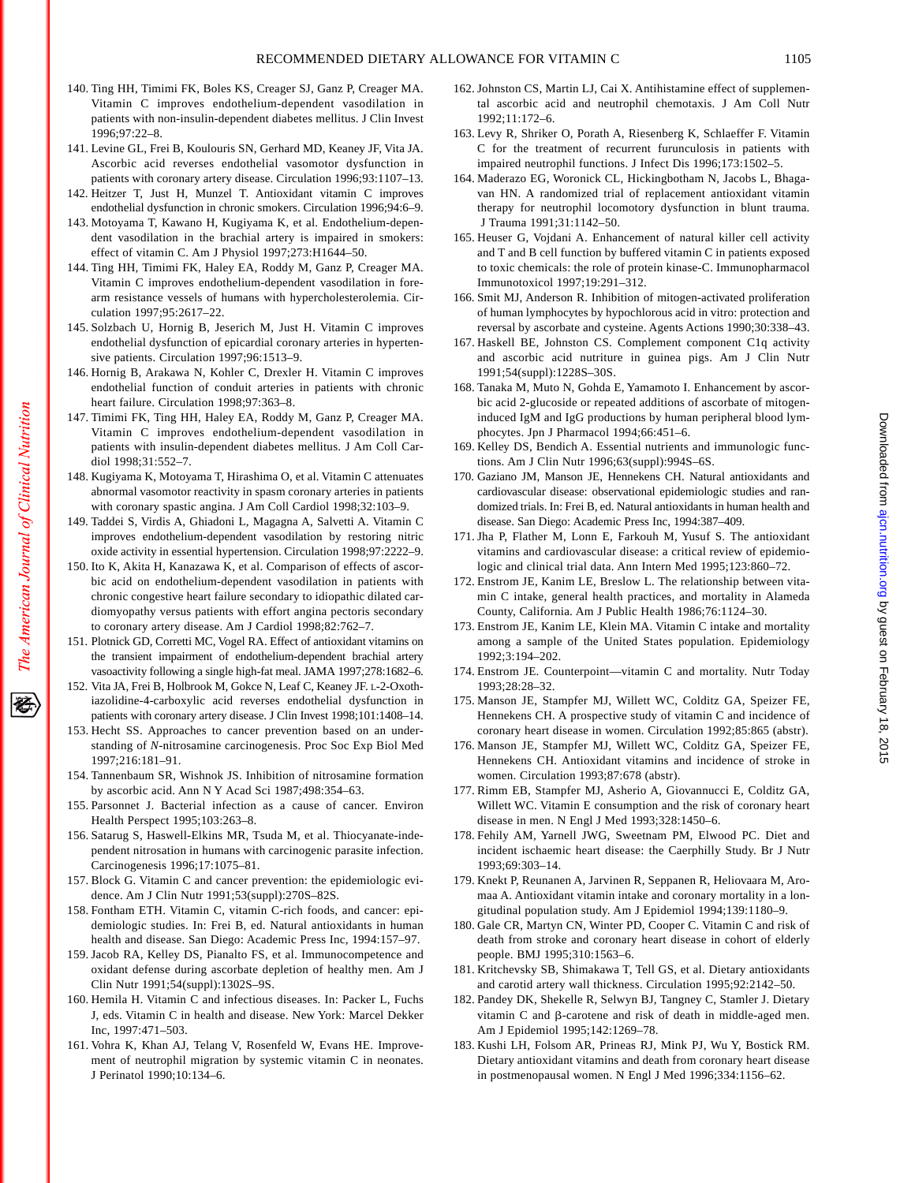140. Ting HH, Timimi FK, Boles KS, Creager SJ, Ganz P, Creager MA. Vitamin C improves endothelium-dependent vasodilation in patients with non-insulin-dependent diabetes mellitus. J Clin Invest 1996;97:22–8.
141. Levine GL, Frei B, Koulouris SN, Gerhard MD, Keaney JF, Vita JA. Ascorbic acid reverses endothelial vasomotor dysfunction in patients with coronary artery disease. Circulation 1996;93:1107–13.
142. Heitzer T, Just H, Munzel T. Antioxidant vitamin C improves endothelial dysfunction in chronic smokers. Circulation 1996;94:6–9.
143. Motoyama T, Kawano H, Kugiyama K, et al. Endothelium-dependent vasodilation in the brachial artery is impaired in smokers: effect of vitamin C. Am J Physiol 1997;273:H1644–50.
144. Ting HH, Timimi FK, Haley EA, Roddy M, Ganz P, Creager MA. Vitamin C improves endothelium-dependent vasodilation in forearm resistance vessels of humans with hypercholesterolemia. Circulation 1997;95:2617–22.
145. Solzbach U, Hornig B, Jeserich M, Just H. Vitamin C improves endothelial dysfunction of epicardial coronary arteries in hypertensive patients. Circulation 1997;96:1513–9.
146. Hornig B, Arakawa N, Kohler C, Drexler H. Vitamin C improves endothelial function of conduit arteries in patients with chronic heart failure. Circulation 1998;97:363–8.
147. Timimi FK, Ting HH, Haley EA, Roddy M, Ganz P, Creager MA. Vitamin C improves endothelium-dependent vasodilation in patients with insulin-dependent diabetes mellitus. J Am Coll Cardiol 1998;31:552–7.
148. Kugiyama K, Motoyama T, Hirashima O, et al. Vitamin C attenuates abnormal vasomotor reactivity in spasm coronary arteries in patients with coronary spastic angina. J Am Coll Cardiol 1998;32:103–9.
149. Taddei S, Virdis A, Ghiadoni L, Magagna A, Salvetti A. Vitamin C improves endothelium-dependent vasodilation by restoring nitric oxide activity in essential hypertension. Circulation 1998;97:2222–9.
150. Ito K, Akita H, Kanazawa K, et al. Comparison of effects of ascorbic acid on endothelium-dependent vasodilation in patients with chronic congestive heart failure secondary to idiopathic dilated cardiomyopathy versus patients with effort angina pectoris secondary to coronary artery disease. Am J Cardiol 1998;82:762–7.
151. Plotnick GD, Corretti MC, Vogel RA. Effect of antioxidant vitamins on the transient impairment of endothelium-dependent brachial artery vasoactivity following a single high-fat meal. JAMA 1997;278:1682–6.
152. Vita JA, Frei B, Holbrook M, Gokce N, Leaf C, Keaney JF. L-2-Oxothiazolidine-4-carboxylic acid reverses endothelial dysfunction in patients with coronary artery disease. J Clin Invest 1998;101:1408–14.
153. Hecht SS. Approaches to cancer prevention based on an understanding of *N*-nitrosamine carcinogenesis. Proc Soc Exp Biol Med 1997;216:181–91.
154. Tannenbaum SR, Wishnok JS. Inhibition of nitrosamine formation by ascorbic acid. Ann N Y Acad Sci 1987;498:354–63.
155. Parsonnet J. Bacterial infection as a cause of cancer. Environ Health Perspect 1995;103:263–8.
156. Satarug S, Haswell-Elkins MR, Tsuda M, et al. Thiocyanate-independent nitrosation in humans with carcinogenic parasite infection. Carcinogenesis 1996;17:1075–81.
157. Block G. Vitamin C and cancer prevention: the epidemiologic evidence. Am J Clin Nutr 1991;53(suppl):270S–82S.
158. Fontham ETH. Vitamin C, vitamin C-rich foods, and cancer: epidemiologic studies. In: Frei B, ed. Natural antioxidants in human health and disease. San Diego: Academic Press Inc, 1994:157–97.
159. Jacob RA, Kelley DS, Pianalto FS, et al. Immunocompetence and oxidant defense during ascorbate depletion of healthy men. Am J Clin Nutr 1991;54(suppl):1302S–9S.
160. Hemila H. Vitamin C and infectious diseases. In: Packer L, Fuchs J, eds. Vitamin C in health and disease. New York: Marcel Dekker Inc, 1997:471–503.
161. Vohra K, Khan AJ, Telang V, Rosenfeld W, Evans HE. Improvement of neutrophil migration by systemic vitamin C in neonates. J Perinatol 1990;10:134–6.
162. Johnston CS, Martin LJ, Cai X. Antihistamine effect of supplemental ascorbic acid and neutrophil chemotaxis. J Am Coll Nutr 1992;11:172–6.
163. Levy R, Shriker O, Porath A, Riesenberg K, Schlaeffer F. Vitamin C for the treatment of recurrent furunculosis in patients with impaired neutrophil functions. J Infect Dis 1996;173:1502–5.
164. Maderazo EG, Woronick CL, Hickingbotham N, Jacobs L, Bhagavan HN. A randomized trial of replacement antioxidant vitamin therapy for neutrophil locomotory dysfunction in blunt trauma. J Trauma 1991;31:1142–50.
165. Heuser G, Vojdani A. Enhancement of natural killer cell activity and T and B cell function by buffered vitamin C in patients exposed to toxic chemicals: the role of protein kinase-C. Immunopharmacol Immunotoxicol 1997;19:291–312.
166. Smit MJ, Anderson R. Inhibition of mitogen-activated proliferation of human lymphocytes by hypochlorous acid in vitro: protection and reversal by ascorbate and cysteine. Agents Actions 1990;30:338–43.
167. Haskell BE, Johnston CS. Complement component C1q activity and ascorbic acid nutriture in guinea pigs. Am J Clin Nutr 1991;54(suppl):1228S–30S.
168. Tanaka M, Muto N, Gohda E, Yamamoto I. Enhancement by ascorbic acid 2-glucoside or repeated additions of ascorbate of mitogen-induced IgM and IgG productions by human peripheral blood lymphocytes. Jpn J Pharmacol 1994;66:451–6.
169. Kelley DS, Bendich A. Essential nutrients and immunologic functions. Am J Clin Nutr 1996;63(suppl):994S–6S.
170. Gaziano JM, Manson JE, Hennekens CH. Natural antioxidants and cardiovascular disease: observational epidemiologic studies and randomized trials. In: Frei B, ed. Natural antioxidants in human health and disease. San Diego: Academic Press Inc, 1994:387–409.
171. Jha P, Flather M, Lonn E, Farkouh M, Yusuf S. The antioxidant vitamins and cardiovascular disease: a critical review of epidemiologic and clinical trial data. Ann Intern Med 1995;123:860–72.
172. Enstrom JE, Kanim LE, Breslow L. The relationship between vitamin C intake, general health practices, and mortality in Alameda County, California. Am J Public Health 1986;76:1124–30.
173. Enstrom JE, Kanim LE, Klein MA. Vitamin C intake and mortality among a sample of the United States population. Epidemiology 1992;3:194–202.
174. Enstrom JE. Counterpoint—vitamin C and mortality. Nutr Today 1993;28:28–32.
175. Manson JE, Stampfer MJ, Willett WC, Colditz GA, Speizer FE, Hennekens CH. A prospective study of vitamin C and incidence of coronary heart disease in women. Circulation 1992;85:865 (abstr).
176. Manson JE, Stampfer MJ, Willett WC, Colditz GA, Speizer FE, Hennekens CH. Antioxidant vitamins and incidence of stroke in women. Circulation 1993;87:678 (abstr).
177. Rimm EB, Stampfer MJ, Asherio A, Giovannucci E, Colditz GA, Willett WC. Vitamin E consumption and the risk of coronary heart disease in men. N Engl J Med 1993;328:1450–6.
178. Fehily AM, Yarnell JWG, Sweetnam PM, Elwood PC. Diet and incident ischaemic heart disease: the Caerphilly Study. Br J Nutr 1993;69:303–14.
179. Knekt P, Reunanen A, Jarvinen R, Seppanen R, Heliovaara M, Aromaa A. Antioxidant vitamin intake and coronary mortality in a longitudinal population study. Am J Epidemiol 1994;139:1180–9.
180. Gale CR, Martyn CN, Winter PD, Cooper C. Vitamin C and risk of death from stroke and coronary heart disease in cohort of elderly people. BMJ 1995;310:1563–6.
181. Kritchevsky SB, Shimakawa T, Tell GS, et al. Dietary antioxidants and carotid artery wall thickness. Circulation 1995;92:2142–50.
182. Pandey DK, Shekelle R, Selwyn BJ, Tangney C, Stamler J. Dietary vitamin C and β-carotene and risk of death in middle-aged men. Am J Epidemiol 1995;142:1269–78.
183. Kushi LH, Folsom AR, Prineas RJ, Mink PJ, Wu Y, Bostick RM. Dietary antioxidant vitamins and death from coronary heart disease in postmenopausal women. N Engl J Med 1996;334:1156–62.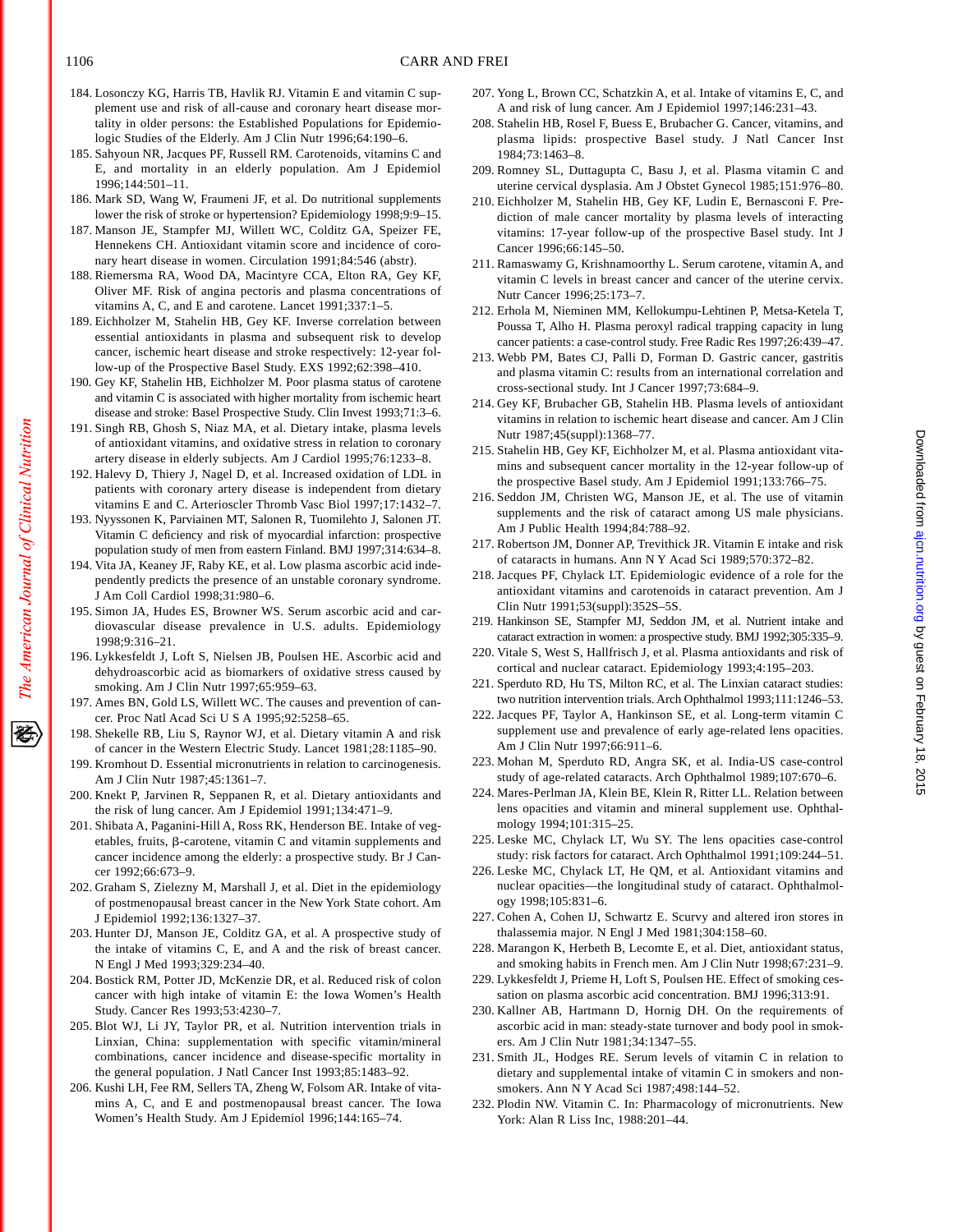184. Losonczy KG, Harris TB, Havlik RJ. Vitamin E and vitamin C supplement use and risk of all-cause and coronary heart disease mortality in older persons: the Established Populations for Epidemiologic Studies of the Elderly. Am J Clin Nutr 1996;64:190–6.
185. Sahyoun NR, Jacques PF, Russell RM. Carotenoids, vitamins C and E, and mortality in an elderly population. Am J Epidemiol 1996;144:501–11.
186. Mark SD, Wang W, Fraumeni JF, et al. Do nutritional supplements lower the risk of stroke or hypertension? Epidemiology 1998;9:9–15.
187. Manson JE, Stampfer MJ, Willett WC, Colditz GA, Speizer FE, Hennekens CH. Antioxidant vitamin score and incidence of coronary heart disease in women. Circulation 1991;84:546 (abstr).
188. Riemersma RA, Wood DA, Macintyre CCA, Elton RA, Gey KF, Oliver MF. Risk of angina pectoris and plasma concentrations of vitamins A, C, and E and carotene. Lancet 1991;337:1–5.
189. Eichholzer M, Stahelin HB, Gey KF. Inverse correlation between essential antioxidants in plasma and subsequent risk to develop cancer, ischemic heart disease and stroke respectively: 12-year follow-up of the Prospective Basel Study. EXS 1992;62:398–410.
190. Gey KF, Stahelin HB, Eichholzer M. Poor plasma status of carotene and vitamin C is associated with higher mortality from ischemic heart disease and stroke: Basel Prospective Study. Clin Invest 1993;71:3–6.
191. Singh RB, Ghosh S, Niaz MA, et al. Dietary intake, plasma levels of antioxidant vitamins, and oxidative stress in relation to coronary artery disease in elderly subjects. Am J Cardiol 1995;76:1233–8.
192. Halevy D, Thiery J, Nagel D, et al. Increased oxidation of LDL in patients with coronary artery disease is independent from dietary vitamins E and C. Arterioscler Thromb Vasc Biol 1997;17:1432–7.
193. Nyyssonen K, Parviainen MT, Salonen R, Tuomilehto J, Salonen JT. Vitamin C deficiency and risk of myocardial infarction: prospective population study of men from eastern Finland. BMJ 1997;314:634–8.
194. Vita JA, Keaney JF, Raby KE, et al. Low plasma ascorbic acid independently predicts the presence of an unstable coronary syndrome. J Am Coll Cardiol 1998;31:980–6.
195. Simon JA, Hudes ES, Browner WS. Serum ascorbic acid and cardiovascular disease prevalence in U.S. adults. Epidemiology 1998;9:316–21.
196. Lykkesfeldt J, Loft S, Nielsen JB, Poulsen HE. Ascorbic acid and dehydroascorbic acid as biomarkers of oxidative stress caused by smoking. Am J Clin Nutr 1997;65:959–63.
197. Ames BN, Gold LS, Willett WC. The causes and prevention of cancer. Proc Natl Acad Sci U S A 1995;92:5258–65.
198. Shekelle RB, Liu S, Raynor WJ, et al. Dietary vitamin A and risk of cancer in the Western Electric Study. Lancet 1981;28:1185–90.
199. Kromhout D. Essential micronutrients in relation to carcinogenesis. Am J Clin Nutr 1987;45:1361–7.
200. Knekt P, Jarvinen R, Seppanen R, et al. Dietary antioxidants and the risk of lung cancer. Am J Epidemiol 1991;134:471–9.
201. Shibata A, Paganini-Hill A, Ross RK, Henderson BE. Intake of vegetables, fruits, β-carotene, vitamin C and vitamin supplements and cancer incidence among the elderly: a prospective study. Br J Cancer 1992;66:673–9.
202. Graham S, Zielezny M, Marshall J, et al. Diet in the epidemiology of postmenopausal breast cancer in the New York State cohort. Am J Epidemiol 1992;136:1327–37.
203. Hunter DJ, Manson JE, Colditz GA, et al. A prospective study of the intake of vitamins C, E, and A and the risk of breast cancer. N Engl J Med 1993;329:234–40.
204. Bostick RM, Potter JD, McKenzie DR, et al. Reduced risk of colon cancer with high intake of vitamin E: the Iowa Women's Health Study. Cancer Res 1993;53:4230–7.
205. Blot WJ, Li JY, Taylor PR, et al. Nutrition intervention trials in Linxian, China: supplementation with specific vitamin/mineral combinations, cancer incidence and disease-specific mortality in the general population. J Natl Cancer Inst 1993;85:1483–92.
206. Kushi LH, Fee RM, Sellers TA, Zheng W, Folsom AR. Intake of vitamins A, C, and E and postmenopausal breast cancer. The Iowa Women's Health Study. Am J Epidemiol 1996;144:165–74.
207. Yong L, Brown CC, Schatzkin A, et al. Intake of vitamins E, C, and A and risk of lung cancer. Am J Epidemiol 1997;146:231–43.
208. Stahelin HB, Rosel F, Buess E, Brubacher G. Cancer, vitamins, and plasma lipids: prospective Basel study. J Natl Cancer Inst 1984;73:1463–8.
209. Romney SL, Duttagupta C, Basu J, et al. Plasma vitamin C and uterine cervical dysplasia. Am J Obstet Gynecol 1985;151:976–80.
210. Eichholzer M, Stahelin HB, Gey KF, Ludin E, Bernasconi F. Prediction of male cancer mortality by plasma levels of interacting vitamins: 17-year follow-up of the prospective Basel study. Int J Cancer 1996;66:145–50.
211. Ramaswamy G, Krishnamoorthy L. Serum carotene, vitamin A, and vitamin C levels in breast cancer and cancer of the uterine cervix. Nutr Cancer 1996;25:173–7.
212. Erhola M, Nieminen MM, Kellokumpu-Lehtinen P, Metsa-Ketela T, Poussa T, Alho H. Plasma peroxyl radical trapping capacity in lung cancer patients: a case-control study. Free Radic Res 1997;26:439–47.
213. Webb PM, Bates CJ, Palli D, Forman D. Gastric cancer, gastritis and plasma vitamin C: results from an international correlation and cross-sectional study. Int J Cancer 1997;73:684–9.
214. Gey KF, Brubacher GB, Stahelin HB. Plasma levels of antioxidant vitamins in relation to ischemic heart disease and cancer. Am J Clin Nutr 1987;45(suppl):1368–77.
215. Stahelin HB, Gey KF, Eichholzer M, et al. Plasma antioxidant vitamins and subsequent cancer mortality in the 12-year follow-up of the prospective Basel study. Am J Epidemiol 1991;133:766–75.
216. Seddon JM, Christen WG, Manson JE, et al. The use of vitamin supplements and the risk of cataract among US male physicians. Am J Public Health 1994;84:788–92.
217. Robertson JM, Donner AP, Trevithick JR. Vitamin E intake and risk of cataracts in humans. Ann N Y Acad Sci 1989;570:372–82.
218. Jacques PF, Chylack LT. Epidemiologic evidence of a role for the antioxidant vitamins and carotenoids in cataract prevention. Am J Clin Nutr 1991;53(suppl):352S–5S.
219. Hankinson SE, Stampfer MJ, Seddon JM, et al. Nutrient intake and cataract extraction in women: a prospective study. BMJ 1992;305:335–9.
220. Vitale S, West S, Hallfrisch J, et al. Plasma antioxidants and risk of cortical and nuclear cataract. Epidemiology 1993;4:195–203.
221. Sperduto RD, Hu TS, Milton RC, et al. The Linxian cataract studies: two nutrition intervention trials. Arch Ophthalmol 1993;111:1246–53.
222. Jacques PF, Taylor A, Hankinson SE, et al. Long-term vitamin C supplement use and prevalence of early age-related lens opacities. Am J Clin Nutr 1997;66:911–6.
223. Mohan M, Sperduto RD, Angra SK, et al. India-US case-control study of age-related cataracts. Arch Ophthalmol 1989;107:670–6.
224. Mares-Perlman JA, Klein BE, Klein R, Ritter LL. Relation between lens opacities and vitamin and mineral supplement use. Ophthalmology 1994;101:315–25.
225. Leske MC, Chylack LT, Wu SY. The lens opacities case-control study: risk factors for cataract. Arch Ophthalmol 1991;109:244–51.
226. Leske MC, Chylack LT, He QM, et al. Antioxidant vitamins and nuclear opacities—the longitudinal study of cataract. Ophthalmology 1998;105:831–6.
227. Cohen A, Cohen IJ, Schwartz E. Scurvy and altered iron stores in thalassemia major. N Engl J Med 1981;304:158–60.
228. Marangon K, Herbeth B, Lecomte E, et al. Diet, antioxidant status, and smoking habits in French men. Am J Clin Nutr 1998;67:231–9.
229. Lykkesfeldt J, Prieme H, Loft S, Poulsen HE. Effect of smoking cessation on plasma ascorbic acid concentration. BMJ 1996;313:91.
230. Kallner AB, Hartmann D, Hornig DH. On the requirements of ascorbic acid in man: steady-state turnover and body pool in smokers. Am J Clin Nutr 1981;34:1347–55.
231. Smith JL, Hodges RE. Serum levels of vitamin C in relation to dietary and supplemental intake of vitamin C in smokers and nonsmokers. Ann N Y Acad Sci 1987;498:144–52.
232. Plodin NW. Vitamin C. In: Pharmacology of micronutrients. New York: Alan R Liss Inc, 1988:201–44.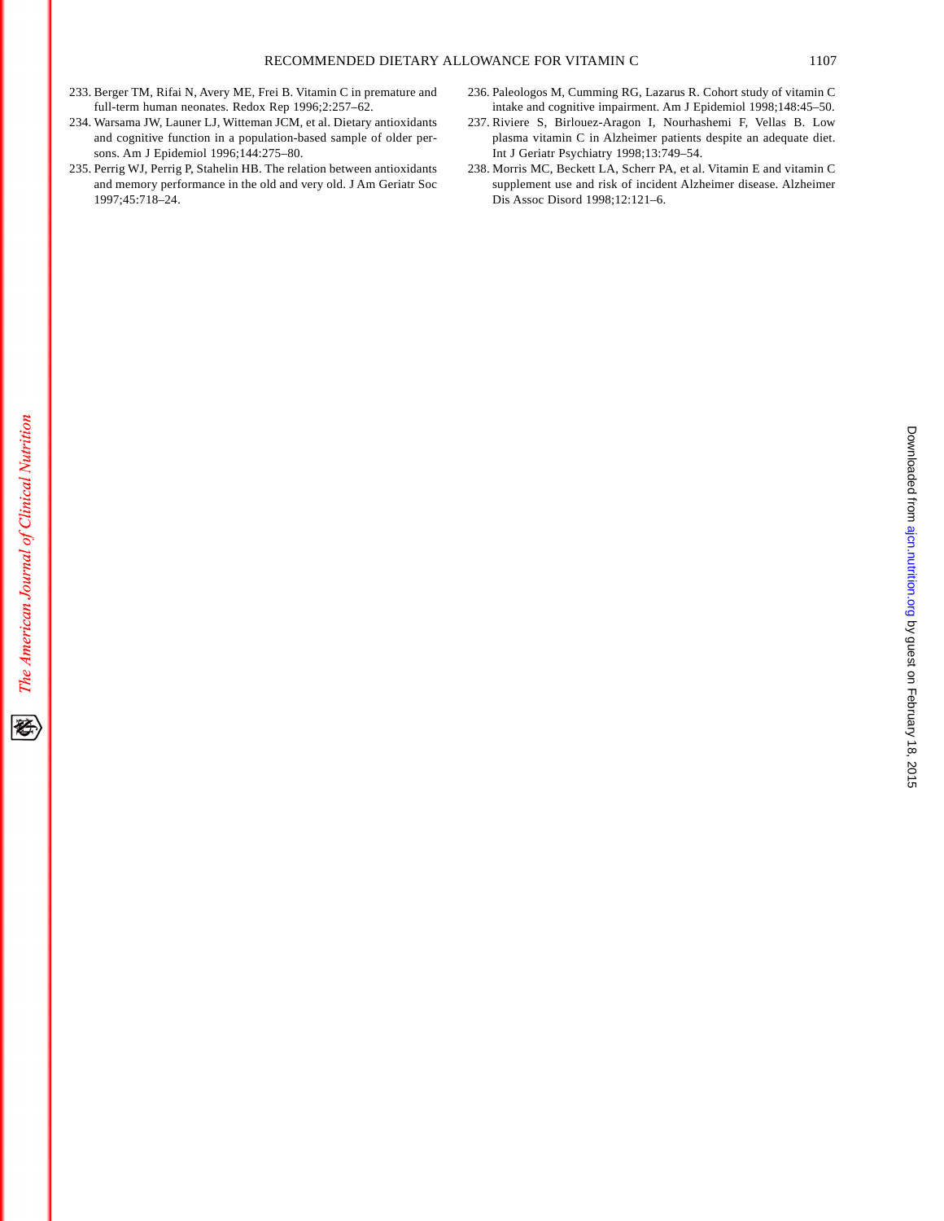233. Berger TM, Rifai N, Avery ME, Frei B. Vitamin C in premature and full-term human neonates. Redox Rep 1996;2:257–62.
234. Warsama JW, Launer LJ, Witteman JCM, et al. Dietary antioxidants and cognitive function in a population-based sample of older persons. Am J Epidemiol 1996;144:275–80.
235. Perrig WJ, Perrig P, Stahelin HB. The relation between antioxidants and memory performance in the old and very old. J Am Geriatr Soc 1997;45:718–24.
236. Paleologos M, Cumming RG, Lazarus R. Cohort study of vitamin C intake and cognitive impairment. Am J Epidemiol 1998;148:45–50.
237. Riviere S, Birlouez-Aragon I, Nourhashemi F, Vellas B. Low plasma vitamin C in Alzheimer patients despite an adequate diet. Int J Geriatr Psychiatry 1998;13:749–54.
238. Morris MC, Beckett LA, Scherr PA, et al. Vitamin E and vitamin C supplement use and risk of incident Alzheimer disease. Alzheimer Dis Assoc Disord 1998;12:121–6.